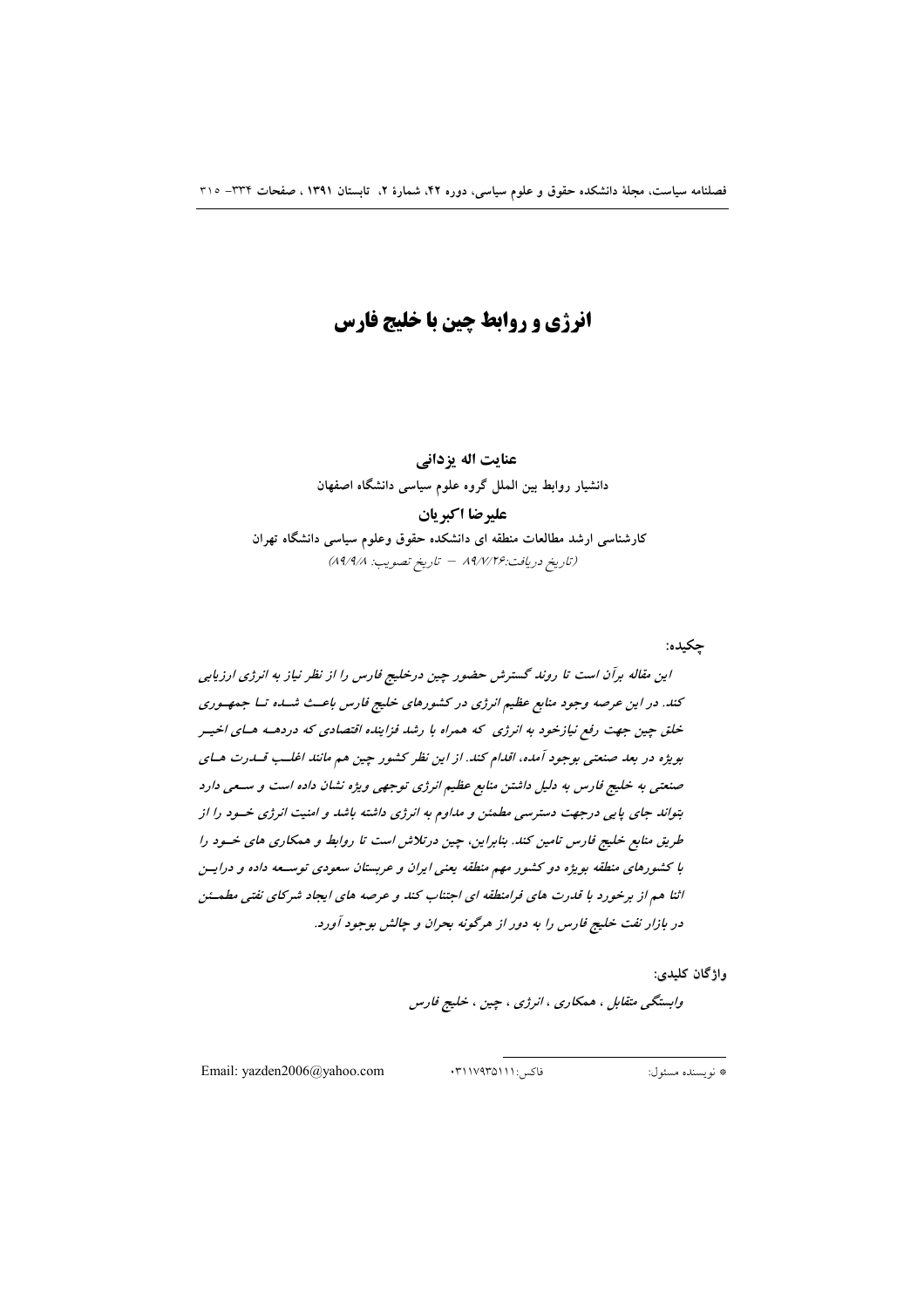# انرژی و روابط چین با خلیج فارس

**عنایت اله یزدانی**[*]

دانشیار روابط بین الملل گروه علوم سیاسی دانشگاه اصفهان

**علیرضا اکبریان**

کارشناسی ارشد مطالعات منطقه ای دانشکده حقوق وعلوم سیاسی دانشگاه تهران

(تاریخ دریافت:۸۹/۷/۲۶ – تاریخ تصویب: ۸۹/۹/۸)

**چکیده:**

*این مقاله برآن است تا روند گسترش حضور چین درخلیج فارس را از نظر نیاز به انرژی ارزیابی کند. در این عرصه وجود منابع عظیم انرژی در کشورهای خلیج فارس باعث شده تا جمهوری خلق چین جهت رفع نیازخود به انرژی که همراه با رشد فزاینده اقتصادی که دردهه های اخیر بویژه در بعد صنعتی بوجود آمده، اقدام کند. از این نظر کشور چین هم مانند اغلب قدرت های صنعتی به خلیج فارس به دلیل داشتن منابع عظیم انرژی توجهی ویژه نشان داده است و سعی دارد بتواند جای پایی درجهت دسترسی مطمئن و مداوم به انرژی داشته باشد و امنیت انرژی خود را از طریق منابع خلیج فارس تامین کند. بنابراین، چین درتلاش است تا روابط و همکاری های خود را با کشورهای منطقه بویژه دو کشور مهم منطقه یعنی ایران و عربستان سعودی توسعه داده و دراین اثنا هم از برخورد با قدرت های فرامنطقه ای اجتناب کند و عرصه های ایجاد شرکای نفتی مطمئن در بازار نفت خلیج فارس را به دور از هرگونه بحران و چالش بوجود آورد.*

**واژگان کلیدی:**

*وابستگی متقابل ، همکاری ، انرژی ، چین ، خلیج فارس*

---

[*] نویسنده مسئول: فاکس:۰۳۱۱۷۹۳۵۱۱۱ Email: yazden2006@yahoo.com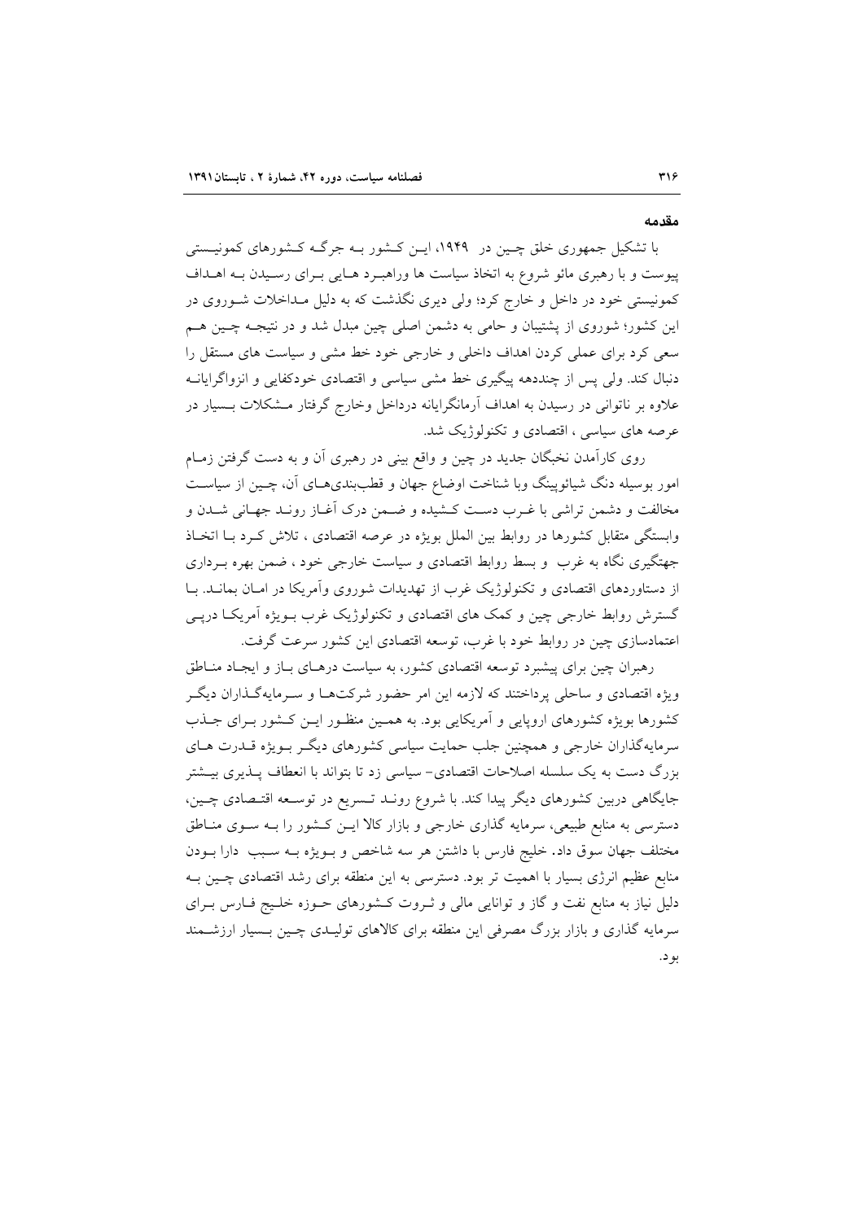### مقدمه

با تشکیل جمهوری خلق چین در ۱۹۴۹، این کشور به جرگه کشورهای کمونیستی پیوست و با رهبری مائو شروع به اتخاذ سیاست ها وراهبرد هایی برای رسیدن به اهداف کمونیستی خود در داخل و خارج کرد؛ ولی دیری نگذشت که به دلیل مداخلات شوروی در این کشور؛ شوروی از پشتیبان و حامی به دشمن اصلی چین مبدل شد و در نتیجه چین هم سعی کرد برای عملی کردن اهداف داخلی و خارجی خود خط مشی و سیاست های مستقل را دنبال کند. ولی پس از چنددهه پیگیری خط مشی سیاسی و اقتصادی خودکفایی و انزواگرایانه علاوه بر ناتوانی در رسیدن به اهداف آرمانگرایانه درداخل وخارج گرفتار مشکلات بسیار در عرصه های سیاسی ، اقتصادی و تکنولوژیک شد.

روی کارآمدن نخبگان جدید در چین و واقع بینی در رهبری آن و به دست گرفتن زمام امور بوسیله دنگ شیائوپینگ وبا شناخت اوضاع جهان و قطب‌بندی‌های آن، چین از سیاست مخالفت و دشمن تراشی با غرب دست کشیده و ضمن درک آغاز روند جهانی شدن و وابستگی متقابل کشورها در روابط بین الملل بویژه در عرصه اقتصادی ، تلاش کرد با اتخاذ جهتگیری نگاه به غرب و بسط روابط اقتصادی و سیاست خارجی خود ، ضمن بهره برداری از دستاوردهای اقتصادی و تکنولوژیک غرب از تهدیدات شوروی وآمریکا در امان بماند. با گسترش روابط خارجی چین و کمک های اقتصادی و تکنولوژیک غرب بویژه آمریکا درپی اعتمادسازی چین در روابط خود با غرب، توسعه اقتصادی این کشور سرعت گرفت.

رهبران چین برای پیشبرد توسعه اقتصادی کشور، به سیاست درهای باز و ایجاد مناطق ویژه اقتصادی و ساحلی پرداختند که لازمه این امر حضور شرکت‌ها و سرمایه‌گذاران دیگر کشورها بویژه کشورهای اروپایی و آمریکایی بود. به همین منظور این کشور برای جذب سرمایه‌گذاران خارجی و همچنین جلب حمایت سیاسی کشورهای دیگر بویژه قدرت های بزرگ دست به یک سلسله اصلاحات اقتصادی- سیاسی زد تا بتواند با انعطاف پذیری بیشتر جایگاهی دربین کشورهای دیگر پیدا کند. با شروع روند تسریع در توسعه اقتصادی چین، دسترسی به منابع طبیعی، سرمایه گذاری خارجی و بازار کالا این کشور را به سوی مناطق مختلف جهان سوق داد. خلیج فارس با داشتن هر سه شاخص و بویژه به سبب دارا بودن منابع عظیم انرژی بسیار با اهمیت تر بود. دسترسی به این منطقه برای رشد اقتصادی چین به دلیل نیاز به منابع نفت و گاز و توانایی مالی و ثروت کشورهای حوزه خلیج فارس برای سرمایه گذاری و بازار بزرگ مصرفی این منطقه برای کالاهای تولیدی چین بسیار ارزشمند بود.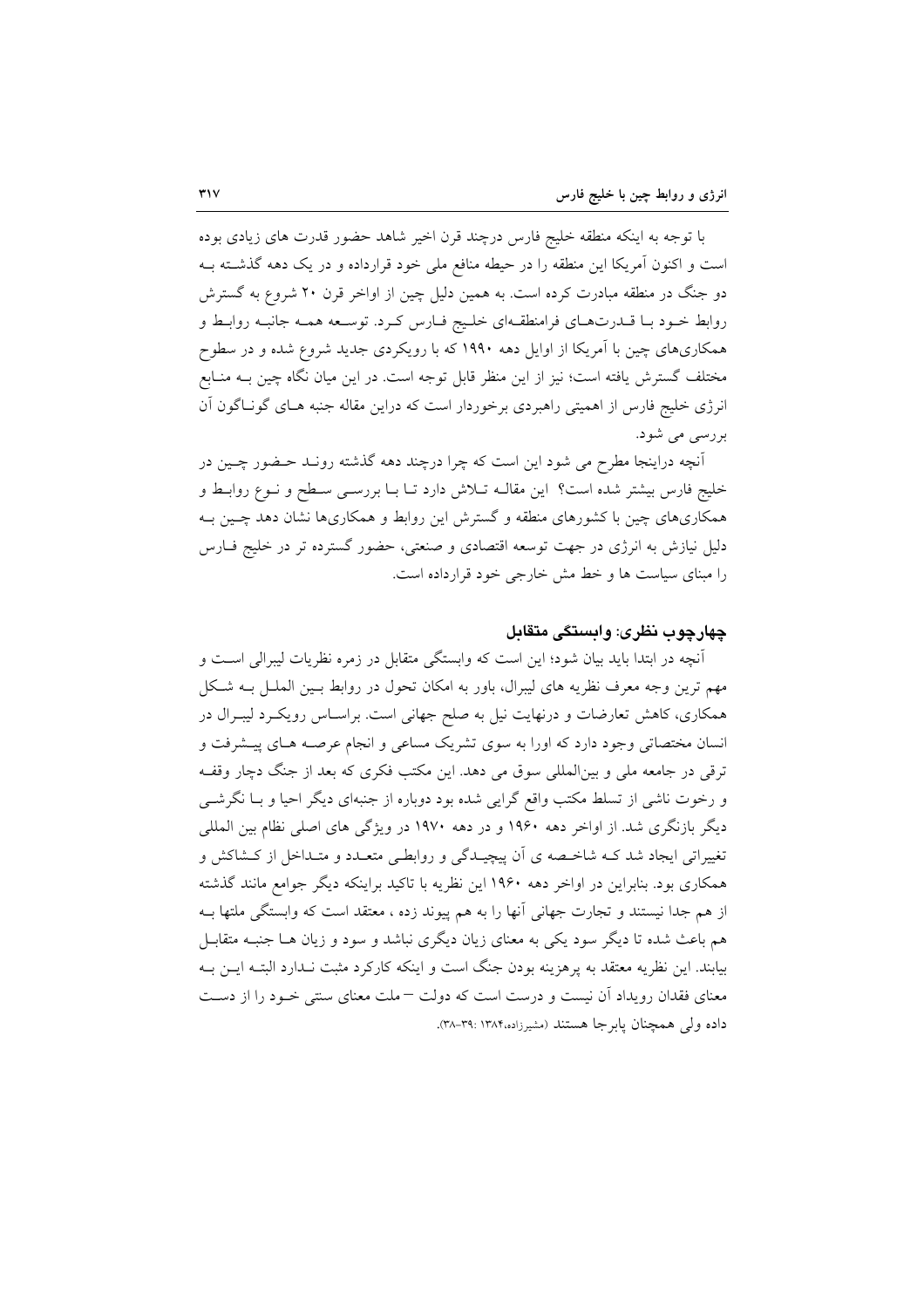با توجه به اینکه منطقه خلیج فارس درچند قرن اخیر شاهد حضور قدرت های زیادی بوده است و اکنون آمریکا این منطقه را در حیطه منافع ملی خود قرارداده و در یک دهه گذشته بـه دو جنگ در منطقه مبادرت کرده است. به همین دلیل چین از اواخر قرن ۲۰ شروع به گسترش روابط خـود بـا قـدرت‌هـای فرامنطقـه‌ای خلـیج فـارس کـرد. توسـعه همـه جانبـه روابـط و همکاری‌های چین با آمریکا از اوایل دهه ۱۹۹۰ که با رویکردی جدید شروع شده و در سطوح مختلف گسترش یافته است؛ نیز از این منظر قابل توجه است. در این میان نگاه چین بـه منـابع انرژی خلیج فارس از اهمیتی راهبردی برخوردار است که دراین مقاله جنبه هـای گونـاگون آن بررسی می شود.

آنچه دراینجا مطرح می شود این است که چرا درچند دهه گذشته رونـد حـضور چـین در خلیج فارس بیشتر شده است؟ این مقالـه تـلاش دارد تـا بـا بررسـی سـطح و نـوع روابـط و همکاری‌های چین با کشورهای منطقه و گسترش این روابط و همکاری‌ها نشان دهد چـین بـه دلیل نیازش به انرژی در جهت توسعه اقتصادی و صنعتی، حضور گسترده تر در خلیج فـارس را مبنای سیاست ها و خط مش خارجی خود قرارداده است.

## چهارچوب نظری: وابستگی متقابل

آنچه در ابتدا باید بیان شود؛ این است که وابستگی متقابل در زمره نظریات لیبرالی اسـت و مهم ترین وجه معرف نظریه های لیبرال، باور به امکان تحول در روابط بـین الملـل بـه شـکل همکاری، کاهش تعارضات و درنهایت نیل به صلح جهانی است. براسـاس رویکـرد لیبـرال در انسان مختصاتی وجود دارد که اورا به سوی تشریک مساعی و انجام عرصـه هـای پیـشرفت و ترقی در جامعه ملی و بین‌المللی سوق می دهد. این مکتب فکری که بعد از جنگ دچار وقفـه و رخوت ناشی از تسلط مکتب واقع گرایی شده بود دوباره از جنبه‌ای دیگر احیا و بـا نگرشـی دیگر بازنگری شد. از اواخر دهه ۱۹۶۰ و در دهه ۱۹۷۰ در ویژگی های اصلی نظام بین المللی تغییراتی ایجاد شد کـه شاخـصه ی آن پیچیـدگی و روابطـی متعـدد و متـداخل از کـشاکش و همکاری بود. بنابراین در اواخر دهه ۱۹۶۰ این نظریه با تاکید براینکه دیگر جوامع مانند گذشته از هم جدا نیستند و تجارت جهانی آنها را به هم پیوند زده ، معتقد است که وابستگی ملتها بـه هم باعث شده تا دیگر سود یکی به معنای زیان دیگری نباشد و سود و زیان هـا جنبـه متقابـل بیابند. این نظریه معتقد به پرهزینه بودن جنگ است و اینکه کارکرد مثبت نـدارد البتـه ایـن بـه معنای فقدان رویداد آن نیست و درست است که دولت – ملت معنای سنتی خـود را از دسـت داده ولی همچنان پابرجا هستند (مشیرزاده،۱۳۸۴ :۳۹-۳۸).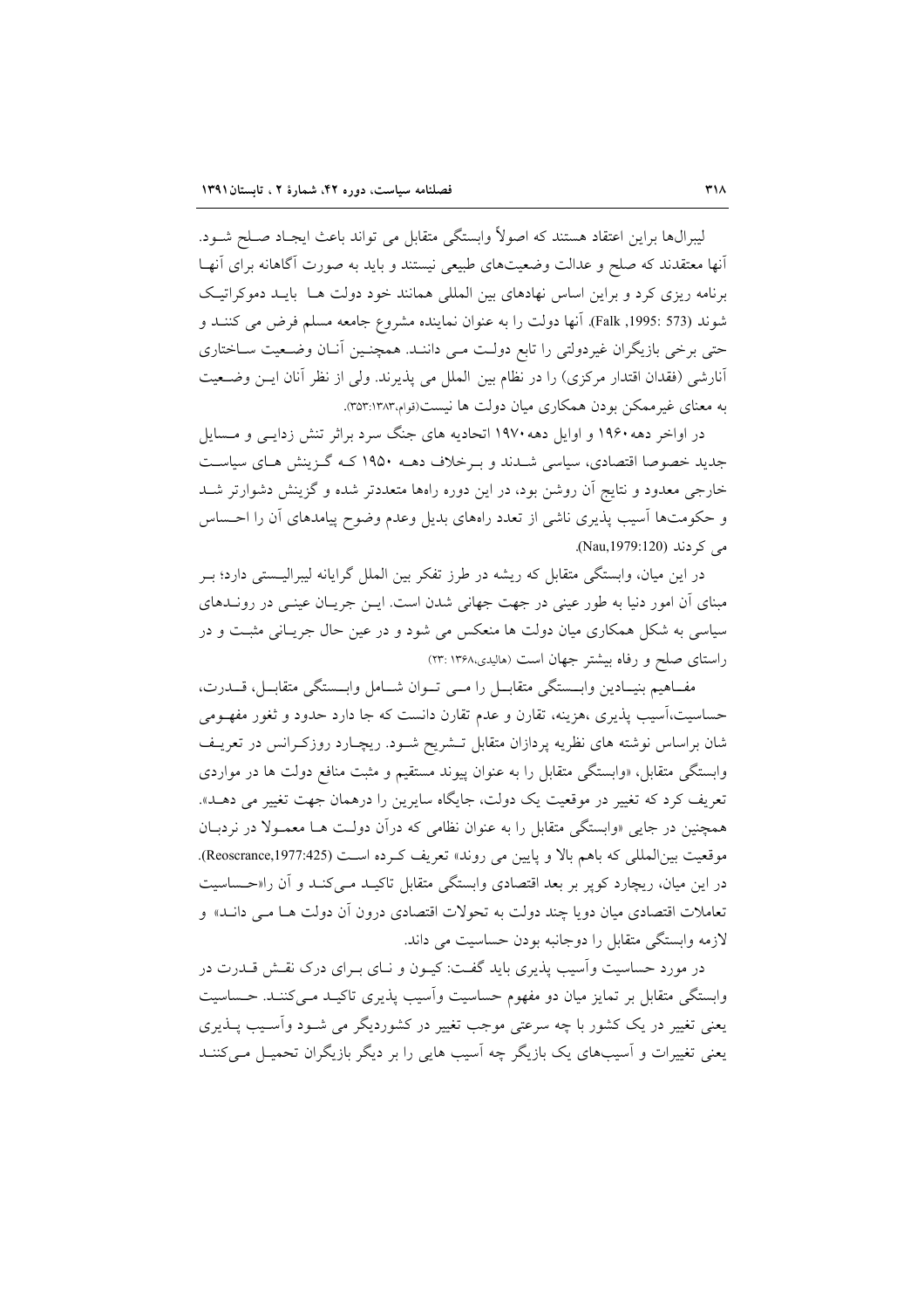لیبرال‌ها براین اعتقاد هستند که اصولاً وابستگی متقابل می تواند باعث ایجاد صلح شود. آنها معتقدند که صلح و عدالت وضعیت‌های طبیعی نیستند و باید به صورت آگاهانه برای آنها برنامه ریزی کرد و براین اساس نهادهای بین المللی همانند خود دولت ها باید دموکراتیک شوند (Falk ,1995: 573). آنها دولت را به عنوان نماینده مشروع جامعه مسلم فرض می کنند و حتی برخی بازیگران غیردولتی را تابع دولت می دانند. همچنین آنان وضعیت ساختاری آنارشی (فقدان اقتدار مرکزی) را در نظام بین الملل می پذیرند. ولی از نظر آنان این وضعیت به معنای غیرممکن بودن همکاری میان دولت ها نیست(قوام،۱۳۸۳:۳۵۳).

در اواخر دهه ۱۹۶۰ و اوایل دهه ۱۹۷۰ اتحادیه های جنگ سرد براثر تنش زدایی و مسایل جدید خصوصا اقتصادی، سیاسی شدند و برخلاف دهه ۱۹۵۰ که گزینش های سیاست خارجی معدود و نتایج آن روشن بود، در این دوره راهها متعددتر شده و گزینش دشوارتر شد و حکومت‌ها آسیب پذیری ناشی از تعدد راههای بدیل وعدم وضوح پیامدهای آن را احساس می کردند (Nau,1979:120).

در این میان، وابستگی متقابل که ریشه در طرز تفکر بین الملل گرایانه لیبرالیستی دارد؛ بر مبنای آن امور دنیا به طور عینی در جهت جهانی شدن است. این جریان عینی در روندهای سیاسی به شکل همکاری میان دولت ها منعکس می شود و در عین حال جریانی مثبت و در راستای صلح و رفاه بیشتر جهان است (هالیدی،۱۳۶۸ :۲۳)

مفاهیم بنیادین وابستگی متقابل را می توان شامل وابستگی متقابل، قدرت، حساسیت،آسیب پذیری ،هزینه، تقارن و عدم تقارن دانست که جا دارد حدود و ثغور مفهومی شان براساس نوشته های نظریه پردازان متقابل تشریح شود. ریچارد روزکرانس در تعریف وابستگی متقابل، «وابستگی متقابل را به عنوان پیوند مستقیم و مثبت منافع دولت ها در مواردی تعریف کرد که تغییر در موقعیت یک دولت، جایگاه سایرین را درهمان جهت تغییر می دهد». همچنین در جایی «وابستگی متقابل را به عنوان نظامی که درآن دولت ها معمولا در نردبان موقعیت بین‌المللی که باهم بالا و پایین می روند» تعریف کرده است (Reoscrance,1977:425). در این میان، ریچارد کوپر بر بعد اقتصادی وابستگی متقابل تاکید می‌کند و آن را«حساسیت تعاملات اقتصادی میان دویا چند دولت به تحولات اقتصادی درون آن دولت ها می داند» و لازمه وابستگی متقابل را دوجانبه بودن حساسیت می داند.

در مورد حساسیت وآسیب پذیری باید گفت: کیون و نای برای درک نقش قدرت در وابستگی متقابل بر تمایز میان دو مفهوم حساسیت وآسیب پذیری تاکید می‌کنند. حساسیت یعنی تغییر در یک کشور با چه سرعتی موجب تغییر در کشوردیگر می شود وآسیب پذیری یعنی تغییرات و آسیب‌های یک بازیگر چه آسیب هایی را بر دیگر بازیگران تحمیل می‌کنند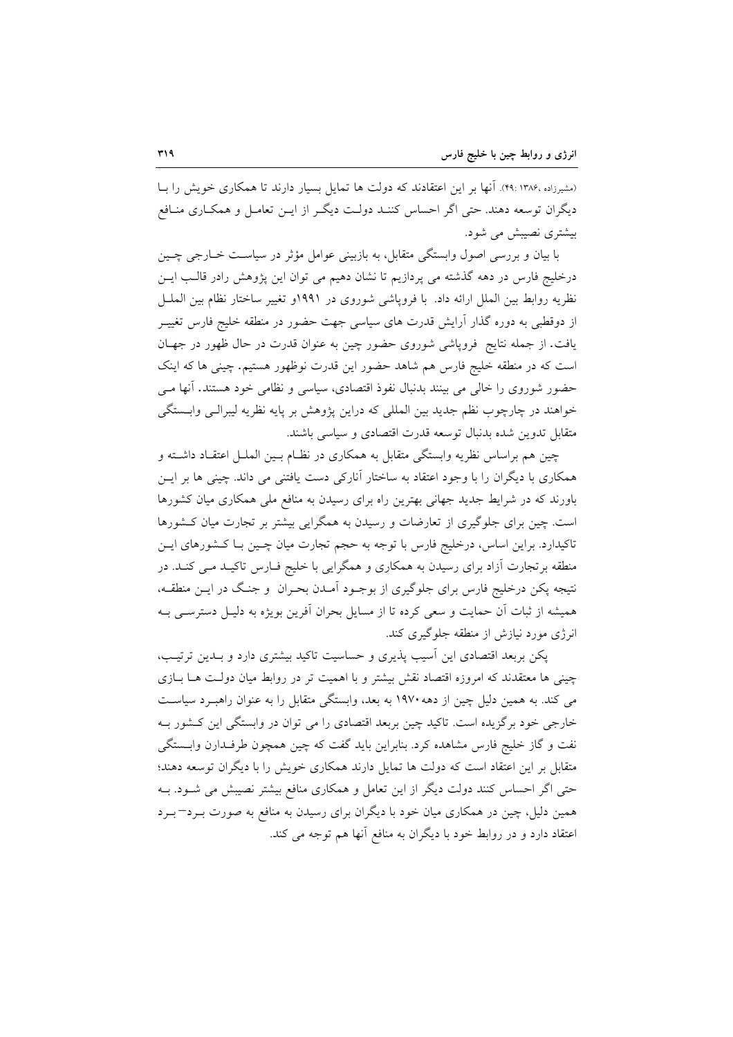(مشیرزاده، ۱۳۸۶: ۴۹). آنها بر این اعتقادند که دولت ها تمایل بسیار دارند تا همکاری خویش را با دیگران توسعه دهند. حتی اگر احساس کنند دولت دیگر از این تعامل و همکاری منافع بیشتری نصیبش می شود.

با بیان و بررسی اصول وابستگی متقابل، به بازبینی عوامل مؤثر در سیاست خارجی چین درخلیج فارس در دهه گذشته می پردازیم تا نشان دهیم می توان این پژوهش رادر قالب این نظریه روابط بین الملل ارائه داد. با فروپاشی شوروی در ۱۹۹۱و تغییر ساختار نظام بین الملل از دوقطبی به دوره گذار آرایش قدرت های سیاسی جهت حضور در منطقه خلیج فارس تغییر یافت. از جمله نتایج فروپاشی شوروی حضور چین به عنوان قدرت در حال ظهور در جهان است که در منطقه خلیج فارس هم شاهد حضور این قدرت نوظهور هستیم. چینی ها که اینک حضور شوروی را خالی می بینند بدنبال نفوذ اقتصادی، سیاسی و نظامی خود هستند. آنها می خواهند در چارچوب نظم جدید بین المللی که دراین پژوهش بر پایه نظریه لیبرالی وابستگی متقابل تدوین شده بدنبال توسعه قدرت اقتصادی و سیاسی باشند.

چین هم براساس نظریه وابستگی متقابل به همکاری در نظام بین الملل اعتقاد داشته و همکاری با دیگران را با وجود اعتقاد به ساختار آنارکی دست یافتنی می داند. چینی ها بر این باورند که در شرایط جدید جهانی بهترین راه برای رسیدن به منافع ملی همکاری میان کشورها است. چین برای جلوگیری از تعارضات و رسیدن به همگرایی بیشتر بر تجارت میان کشورها تاکیدارد. براین اساس، درخلیج فارس با توجه به حجم تجارت میان چین با کشورهای این منطقه برتجارت آزاد برای رسیدن به همکاری و همگرایی با خلیج فارس تاکید می کند. در نتیجه پکن درخلیج فارس برای جلوگیری از بوجود آمدن بحران و جنگ در این منطقه، همیشه از ثبات آن حمایت و سعی کرده تا از مسایل بحران آفرین بویژه به دلیل دسترسی به انرژی مورد نیازش از منطقه جلوگیری کند.

پکن بربعد اقتصادی این آسیب پذیری و حساسیت تاکید بیشتری دارد و بدین ترتیب، چینی ها معتقدند که امروزه اقتصاد نقش بیشتر و با اهمیت تر در روابط میان دولت ها بازی می کند. به همین دلیل چین از دهه۱۹۷۰ به بعد، وابستگی متقابل را به عنوان راهبرد سیاست خارجی خود برگزیده است. تاکید چین بربعد اقتصادی را می توان در وابستگی این کشور به نفت و گاز خلیج فارس مشاهده کرد. بنابراین باید گفت که چین همچون طرفدارن وابستگی متقابل بر این اعتقاد است که دولت ها تمایل دارند همکاری خویش را با دیگران توسعه دهند؛ حتی اگر احساس کنند دولت دیگر از این تعامل و همکاری منافع بیشتر نصیبش می شود. به همین دلیل، چین در همکاری میان خود با دیگران برای رسیدن به منافع به صورت برد– برد اعتقاد دارد و در روابط خود با دیگران به منافع آنها هم توجه می کند.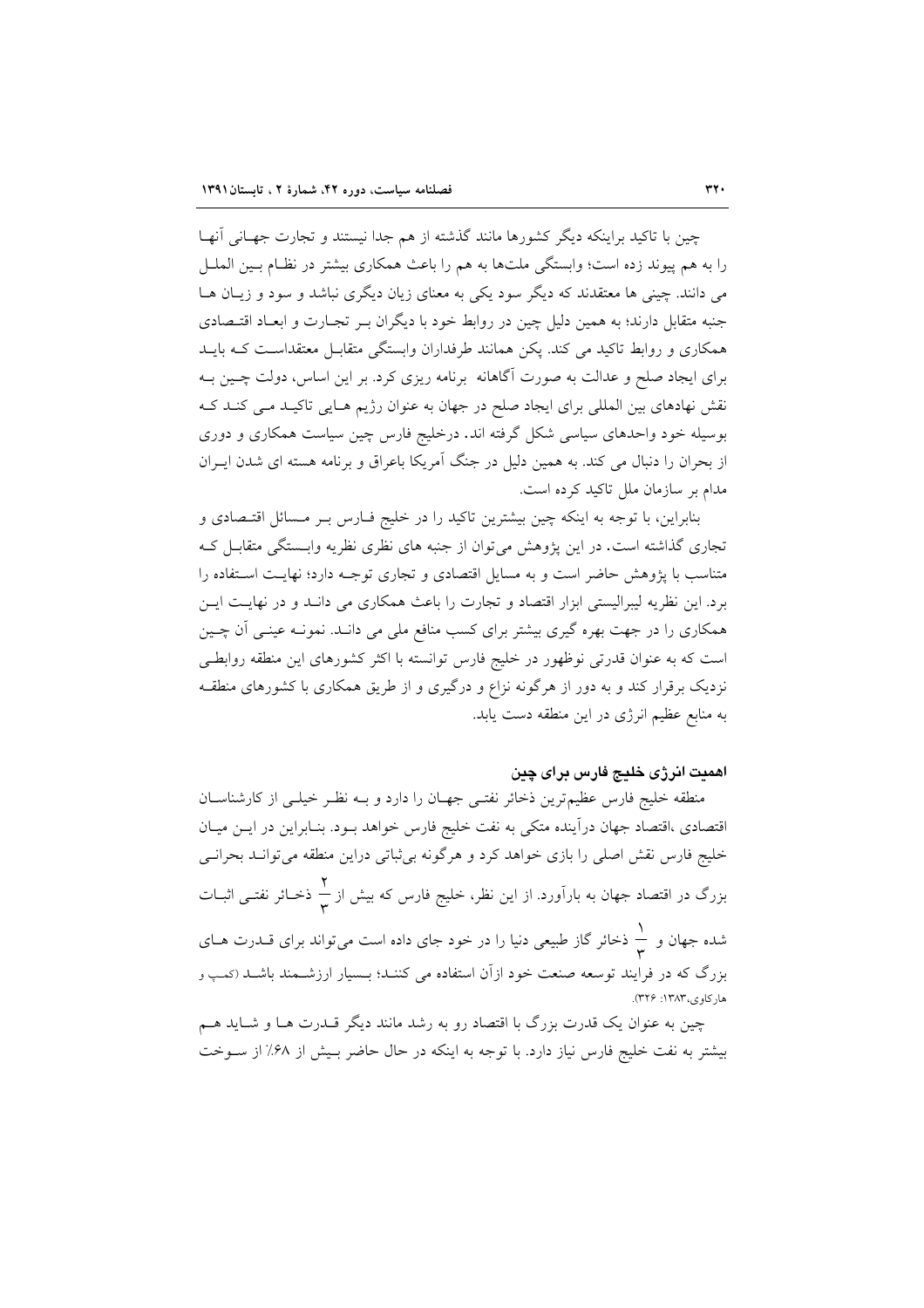چین با تاکید براینکه دیگر کشورها مانند گذشته از هم جدا نیستند و تجارت جهانی آنها را به هم پیوند زده است؛ وابستگی ملت‌ها به هم را باعث همکاری بیشتر در نظام بین الملل می دانند. چینی ها معتقدند که دیگر سود یکی به معنای زیان دیگری نباشد و سود و زیان ها جنبه متقابل دارند؛ به همین دلیل چین در روابط خود با دیگران بر تجارت و ابعاد اقتصادی همکاری و روابط تاکید می کند. پکن همانند طرفداران وابستگی متقابل معتقداست که باید برای ایجاد صلح و عدالت به صورت آگاهانه برنامه ریزی کرد. بر این اساس، دولت چین به نقش نهادهای بین المللی برای ایجاد صلح در جهان به عنوان رژیم هایی تاکید می کند که بوسیله خود واحدهای سیاسی شکل گرفته اند. درخلیج فارس چین سیاست همکاری و دوری از بحران را دنبال می کند. به همین دلیل در جنگ آمریکا باعراق و برنامه هسته ای شدن ایران مدام بر سازمان ملل تاکید کرده است.

بنابراین، با توجه به اینکه چین بیشترین تاکید را در خلیج فارس بر مسائل اقتصادی و تجاری گذاشته است. در این پژوهش می‌توان از جنبه های نظری نظریه وابستگی متقابل که متناسب با پژوهش حاضر است و به مسایل اقتصادی و تجاری توجه دارد؛ نهایت استفاده را برد. این نظریه لیبرالیستی ابزار اقتصاد و تجارت را باعث همکاری می داند و در نهایت این همکاری را در جهت بهره گیری بیشتر برای کسب منافع ملی می داند. نمونه عینی آن چین است که به عنوان قدرتی نوظهور در خلیج فارس توانسته با اکثر کشورهای این منطقه روابطی نزدیک برقرار کند و به دور از هرگونه نزاع و درگیری و از طریق همکاری با کشورهای منطقه به منابع عظیم انرژی در این منطقه دست یابد.

## اهمیت انرژی خلیج فارس برای چین

منطقه خلیج فارس عظیم‌ترین ذخائر نفتی جهان را دارد و به نظر خیلی از کارشناسان اقتصادی ،اقتصاد جهان درآینده متکی به نفت خلیج فارس خواهد بود. بنابراین در این میان خلیج فارس نقش اصلی را بازی خواهد کرد و هرگونه بی‌ثباتی دراین منطقه می‌تواند بحرانی بزرگ در اقتصاد جهان به بارآورد. از این نظر، خلیج فارس که بیش از $\frac{2}{3}$ ذخائر نفتی اثبات شده جهان و $\frac{1}{3}$ ذخائر گاز طبیعی دنیا را در خود جای داده است می‌تواند برای قدرت های بزرگ که در فرایند توسعه صنعت خود ازآن استفاده می کنند؛ بسیار ارزشمند باشد (کمپ و هارکاوی،۱۳۸۳: ۳۲۶).

چین به عنوان یک قدرت بزرگ با اقتصاد رو به رشد مانند دیگر قدرت ها و شاید هم بیشتر به نفت خلیج فارس نیاز دارد. با توجه به اینکه در حال حاضر بیش از ۶۸٪ از سوخت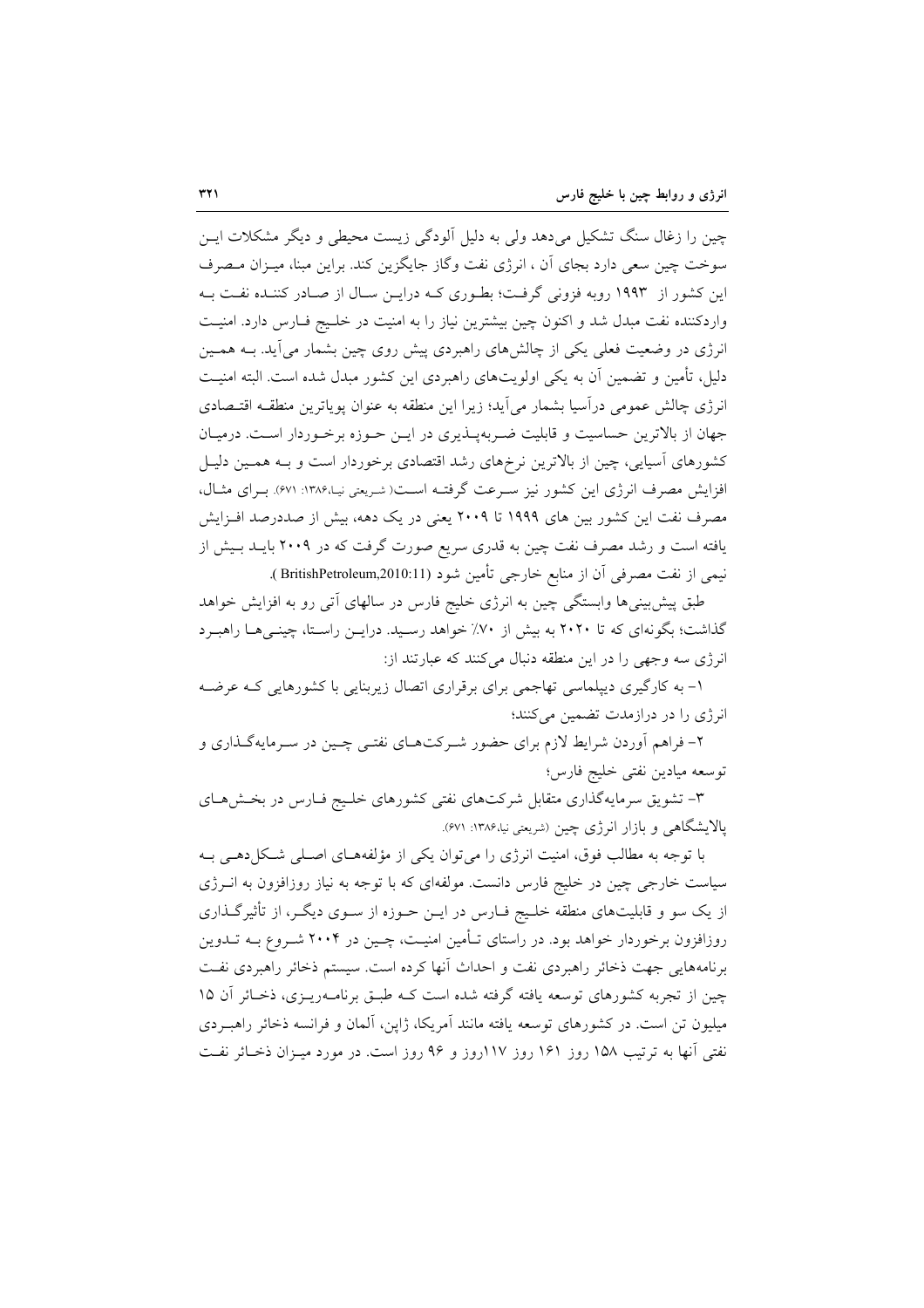چین را زغال سنگ تشکیل می‌دهد ولی به دلیل آلودگی زیست محیطی و دیگر مشکلات ایــن سوخت چین سعی دارد بجای آن ، انرژی نفت وگاز جایگزین کند. براین مبنا، میـزان مـصرف این کشور از ۱۹۹۳ روبه فزونی گرفـت؛ بطـوری کـه درایـن سـال از صـادر کننـده نفـت بـه واردکننده نفت مبدل شد و اکنون چین بیشترین نیاز را به امنیت در خلـیج فـارس دارد. امنیـت انرژی در وضعیت فعلی یکی از چالش‌های راهبردی پیش روی چین بشمار می‌آید. بـه همـین دلیل، تأمین و تضمین آن به یکی اولویت‌های راهبردی این کشور مبدل شده است. البته امنیـت انرژی چالش عمومی درآسیا بشمار می‌آید؛ زیرا این منطقه به عنوان پویاترین منطقـه اقتـصادی جهان از بالاترین حساسیت و قابلیت ضـربه‌پـذیری در ایـن حـوزه برخـوردار اسـت. درمیـان کشورهای آسیایی، چین از بالاترین نرخ‌های رشد اقتصادی برخوردار است و بـه همـین دلیـل افزایش مصرف انرژی این کشور نیز سـرعت گرفتـه اسـت( شریعتی نیـا،۱۳۸۶: ۶۷۱). بـرای مثـال، مصرف نفت این کشور بین های ۱۹۹۹ تا ۲۰۰۹ یعنی در یک دهه، بیش از صددرصد افـزایش یافته است و رشد مصرف نفت چین به قدری سریع صورت گرفت که در ۲۰۰۹ بایـد بـیش از نیمی از نفت مصرفی آن از منابع خارجی تأمین شود (BritishPetroleum,2010:11 ).

طبق پیش‌بینی‌ها وابستگی چین به انرژی خلیج فارس در سالهای آتی رو به افزایش خواهد گذاشت؛ بگونه‌ای که تا ۲۰۲۰ به بیش از ۷۰٪ خواهد رسـید. درایـن راسـتا، چینـی‌هـا راهبـرد انرژی سه وجهی را در این منطقه دنبال می‌کنند که عبارتند از:

۱- به کارگیری دیپلماسی تهاجمی برای برقراری اتصال زیربنایی با کشورهایی کـه عرضـه انرژی را در درازمدت تضمین می‌کنند؛

۲- فراهم آوردن شرایط لازم برای حضور شـرکت‌هـای نفتـی چـین در سـرمایه‌گـذاری و توسعه میادین نفتی خلیج فارس؛

۳- تشویق سرمایه‌گذاری متقابل شرکت‌های نفتی کشورهای خلـیج فـارس در بخـش‌هـای پالایشگاهی و بازار انرژی چین (شریعتی نیا،۱۳۸۶: ۶۷۱).

با توجه به مطالب فوق، امنیت انرژی را می‌توان یکی از مؤلفه‌هـای اصـلی شـکل‌دهـی بـه سیاست خارجی چین در خلیج فارس دانست. مولفه‌ای که با توجه به نیاز روزافزون به انـرژی از یک سو و قابلیت‌های منطقه خلـیج فـارس در ایـن حـوزه از سـوی دیگـر، از تأثیرگـذاری روزافزون برخوردار خواهد بود. در راستای تـأمین امنیـت، چـین در ۲۰۰۴ شـروع بـه تـدوین برنامه‌هایی جهت ذخائر راهبردی نفت و احداث آنها کرده است. سیستم ذخائر راهبردی نفـت چین از تجربه کشورهای توسعه یافته گرفته شده است کـه طبـق برنامـه‌ریـزی، ذخـائر آن ۱۵ میلیون تن است. در کشورهای توسعه یافته مانند آمریکا، ژاپن، آلمان و فرانسه ذخائر راهبـردی نفتی آنها به ترتیب ۱۵۸ روز ۱۶۱ روز ۱۱۷روز و ۹۶ روز است. در مورد میـزان ذخـائر نفـت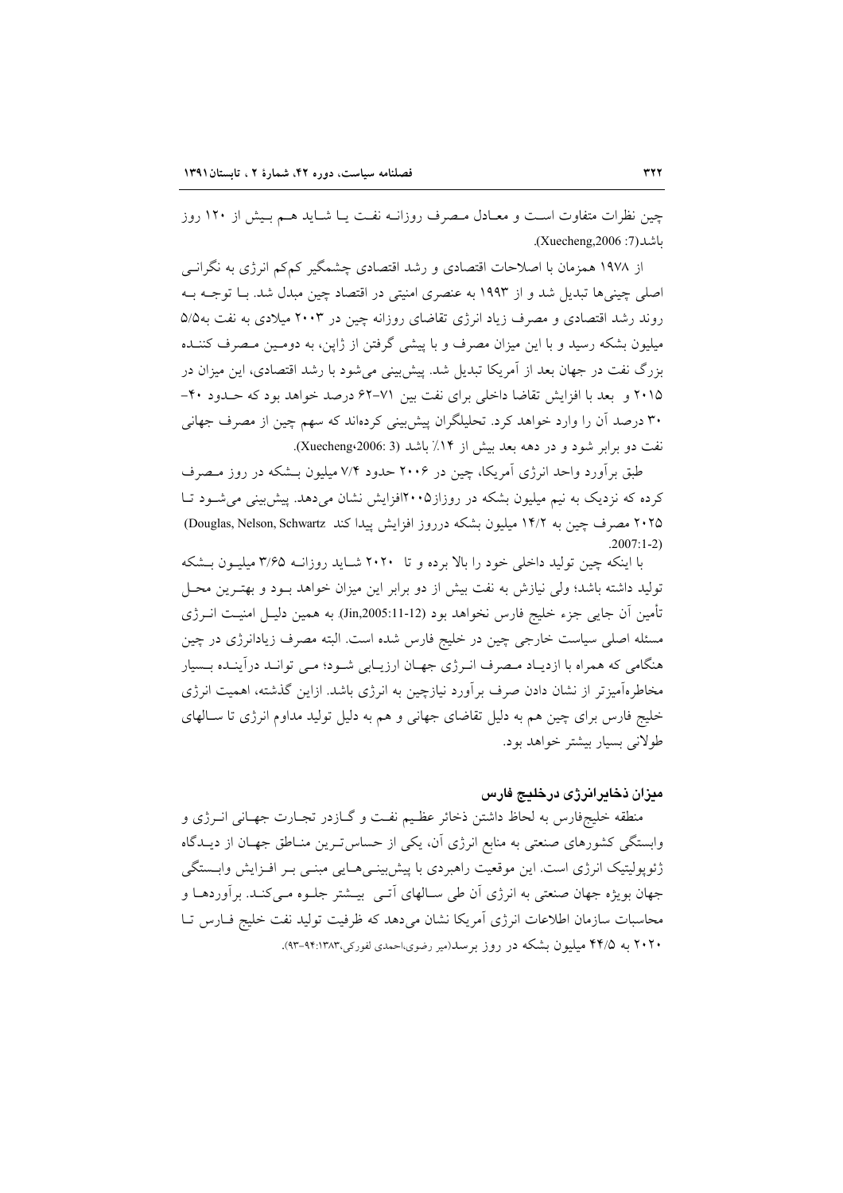چین نظرات متفاوت است و معادل مصرف روزانه نفت یا شاید هم بیش از ۱۲۰ روز باشد(Xuecheng,2006 :7).

از ۱۹۷۸ همزمان با اصلاحات اقتصادی و رشد اقتصادی چشمگیر کم‌کم انرژی به نگرانی اصلی چینی‌ها تبدیل شد و از ۱۹۹۳ به عنصری امنیتی در اقتصاد چین مبدل شد. با توجه به روند رشد اقتصادی و مصرف زیاد انرژی تقاضای روزانه چین در ۲۰۰۳ میلادی به نفت به۵/۵ میلیون بشکه رسید و با این میزان مصرف و با پیشی گرفتن از ژاپن، به دومین مصرف کننده بزرگ نفت در جهان بعد از آمریکا تبدیل شد. پیش‌بینی می‌شود با رشد اقتصادی، این میزان در ۲۰۱۵ و بعد با افزایش تقاضا داخلی برای نفت بین ۷۱-۶۲ درصد خواهد بود که حدود ۴۰-۳۰ درصد آن را وارد خواهد کرد. تحلیلگران پیش‌بینی کرده‌اند که سهم چین از مصرف جهانی نفت دو برابر شود و در دهه بعد بیش از ۱۴٪ باشد (Xuecheng،2006: 3).

طبق برآورد واحد انرژی آمریکا، چین در ۲۰۰۶ حدود ۷/۴ میلیون بشکه در روز مصرف کرده که نزدیک به نیم میلیون بشکه در روزاز۲۰۰۵افزایش نشان می‌دهد. پیش‌بینی می‌شود تا ۲۰۲۵ مصرف چین به ۱۴/۲ میلیون بشکه درروز افزایش پیدا کند (Douglas, Nelson, Schwartz 2007:1-2).

با اینکه چین تولید داخلی خود را بالا برده و تا ۲۰۲۰ شاید روزانه ۳/۶۵ میلیون بشکه تولید داشته باشد؛ ولی نیازش به نفت بیش از دو برابر این میزان خواهد بود و بهترین محل تأمین آن جایی جزء خلیج فارس نخواهد بود (Jin,2005:11-12). به همین دلیل امنیت انرژی مسئله اصلی سیاست خارجی چین در خلیج فارس شده است. البته مصرف زیادانرژی در چین هنگامی که همراه با ازدیاد مصرف انرژی جهان ارزیابی شود؛ می تواند درآینده بسیار مخاطره‌آمیزتر از نشان دادن صرف برآورد نیازچین به انرژی باشد. ازاین گذشته، اهمیت انرژی خلیج فارس برای چین هم به دلیل تقاضای جهانی و هم به دلیل تولید مداوم انرژی تا سالهای طولانی بسیار بیشتر خواهد بود.

### میزان ذخایرانرژی درخلیج فارس

منطقه خلیج‌فارس به لحاظ داشتن ذخائر عظیم نفت و گازدر تجارت جهانی انرژی و وابستگی کشورهای صنعتی به منابع انرژی آن، یکی از حساس‌ترین مناطق جهان از دیدگاه ژئوپولیتیک انرژی است. این موقعیت راهبردی با پیش‌بینی‌هایی مبنی بر افزایش وابستگی جهان بویژه جهان صنعتی به انرژی آن طی سالهای آتی بیشتر جلوه می‌کند. برآوردها و محاسبات سازمان اطلاعات انرژی آمریکا نشان می‌دهد که ظرفیت تولید نفت خلیج فارس تا ۲۰۲۰ به ۴۴/۵ میلیون بشکه در روز برسد(میر رضوی،احمدی لفورکی،۱۳۸۳: ۹۴-۹۳).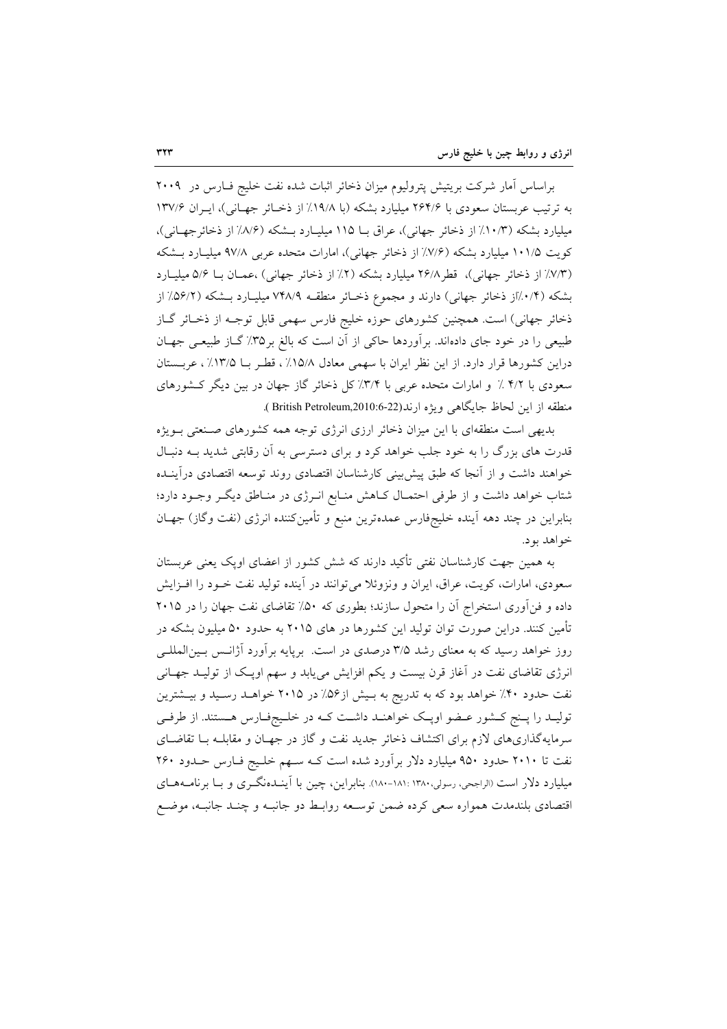براساس آمار شرکت بریتیش پترولیوم میزان ذخائر اثبات شده نفت خلیج فـارس در ۲۰۰۹ به ترتیب عربستان سعودی با ۲۶۴/۶ میلیارد بشکه (با ۱۹/۸٪ از ذخـائر جهـانی)، ایـران ۱۳۷/۶ میلیارد بشکه (۱۰/۳٪ از ذخائر جهانی)، عراق بـا ۱۱۵ میلیـارد بـشکه (۸/۶٪ از ذخائرجهـانی)، کویت ۱۰۱/۵ میلیارد بشکه (۷/۶٪ از ذخائر جهانی)، امارات متحده عربی ۹۷/۸ میلیـارد بـشکه (۷/۳٪ از ذخائر جهانی)، قطر۲۶/۸ میلیارد بشکه (۲٪ از ذخائر جهانی) ،عمـان بـا ۵/۶ میلیـارد بشکه (۰/۴٪از ذخائر جهانی) دارند و مجموع ذخـائر منطقـه ۷۴۸/۹ میلیـارد بـشکه (۵۶/۲٪ از ذخائر جهانی) است. همچنین کشورهای حوزه خلیج فارس سهمی قابل توجـه از ذخـائر گـاز طبیعی را در خود جای داده‌اند. برآوردها حاکی از آن است که بالغ بر۳۵٪ گـاز طبیعـی جهـان دراین کشورها قرار دارد. از این نظر ایران با سهمی معادل ۱۵/۸٪ ، قطـر بـا ۱۳/۵٪ ، عربـستان سعودی با ۴/۲ ٪ و امارات متحده عربی با ۳/۴٪ کل ذخائر گاز جهان در بین دیگر کـشورهای منطقه از این لحاظ جایگاهی ویژه ارند(British Petroleum,2010:6-22 ).

بدیهی است منطقه‌ای با این میزان ذخائر ارزی انرژی توجه همه کشورهای صـنعتی بـویژه قدرت های بزرگ را به خود جلب خواهد کرد و برای دسترسی به آن رقابتی شدید بـه دنبـال خواهند داشت و از آنجا که طبق پیش‌بینی کارشناسان اقتصادی روند توسعه اقتصادی درآینـده شتاب خواهد داشت و از طرفی احتمـال کـاهش منـابع انـرژی در منـاطق دیگـر وجـود دارد؛ بنابراین در چند دهه آینده خلیج‌فارس عمده‌ترین منبع و تأمین‌کننده انرژی (نفت وگاز) جهـان خواهد بود.

به همین جهت کارشناسان نفتی تأکید دارند که شش کشور از اعضای اوپک یعنی عربستان سعودی، امارات، کویت، عراق، ایران و ونزوئلا می‌توانند در آینده تولید نفت خـود را افـزایش داده و فن‌آوری استخراج آن را متحول سازند؛ بطوری که ۵۰٪ تقاضای نفت جهان را در ۲۰۱۵ تأمین کنند. دراین صورت توان تولید این کشورها در های ۲۰۱۵ به حدود ۵۰ میلیون بشکه در روز خواهد رسید که به معنای رشد ۳/۵ درصدی در است. برپایه برآورد آژانـس بـین‌المللـی انرژی تقاضای نفت در آغاز قرن بیست و یکم افزایش می‌یابد و سهم اوپـک از تولیـد جهـانی نفت حدود ۴۰٪ خواهد بود که به تدریج به بـیش از۵۶٪ در ۲۰۱۵ خواهـد رسـید و بیـشترین تولیـد را پـنج کـشور عـضو اوپـک خواهنـد داشـت کـه در خلـیج‌فـارس هـستند. از طرفـی سرمایه‌گذاری‌های لازم برای اکتشاف ذخائر جدید نفت و گاز در جهـان و مقابلـه بـا تقاضـای نفت تا ۲۰۱۰ حدود ۹۵۰ میلیارد دلار برآورد شده است کـه سـهم خلـیج فـارس حـدود ۲۶۰ میلیارد دلار است (الراجحی، رسولی،۱۳۸۰ :۱۸۱-۱۸۰). بنابراین، چین با آینـده‌نگـری و بـا برنامـه‌هـای اقتصادی بلندمدت همواره سعی کرده ضمن توسـعه روابـط دو جانبـه و چنـد جانبـه، موضـع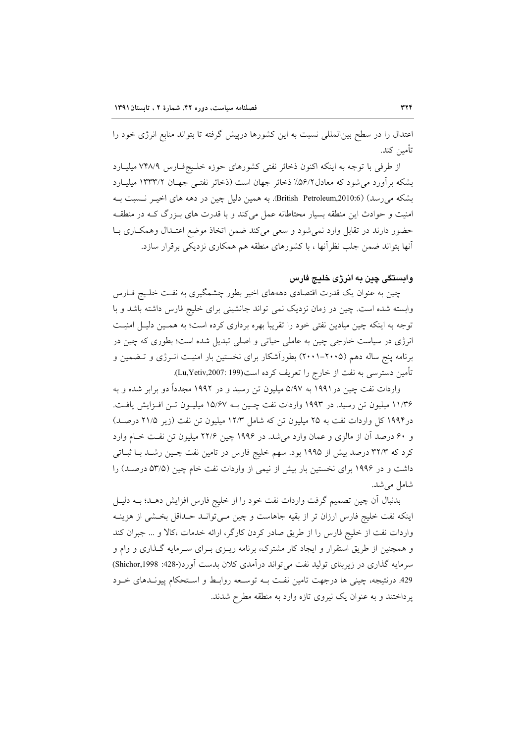اعتدال را در سطح بین‌المللی نسبت به این کشورها درپیش گرفته تا بتواند منابع انرژی خود را تأمین کند.

از طرفی با توجه به اینکه اکنون ذخائر نفتی کشورهای حوزه خلیج‌فارس ۷۴۸/۹ میلیارد بشکه برآورد می‌شود که معادل۵۶/۲٪ ذخائر جهان است (ذخائر نفتی جهان ۱۳۳۳/۲ میلیارد بشکه می‌رسد) (British Petroleum,2010:6). به همین دلیل چین در دهه های اخیر نسبت به امنیت و حوادث این منطقه بسیار محتاطانه عمل می‌کند و با قدرت های بزرگ که در منطقه حضور دارند در تقابل وارد نمی‌شود و سعی می‌کند ضمن اتخاذ موضع اعتدال وهمکاری با آنها بتواند ضمن جلب نظرآنها ، با کشورهای منطقه هم همکاری نزدیکی برقرار سازد.

### وابستگی چین به انرژی خلیج فارس

چین به عنوان یک قدرت اقتصادی دهه‌های اخیر بطور چشمگیری به نفت خلیج فارس وابسته شده است. چین در زمان نزدیک نمی تواند جانشینی برای خلیج فارس داشته باشد و با توجه به اینکه چین میادین نفتی خود را تقریبا بهره برداری کرده است؛ به همین دلیل امنیت انرژی در سیاست خارجی چین به عاملی حیاتی و اصلی تبدیل شده است؛ بطوری که چین در برنامه پنج ساله دهم (۲۰۰۵–۲۰۰۱) بطورآشکار برای نخستین بار امنیت انرژی و تضمین و تأمین دسترسی به نفت از خارج را تعریف کرده است(Lu,Yetiv,2007: 199).

واردات نفت چین در۱۹۹۱ به ۵/۹۷ میلیون تن رسید و در ۱۹۹۲ مجدداً دو برابر شده و به ۱۱/۳۶ میلیون تن رسید. در ۱۹۹۳ واردات نفت چین به ۱۵/۶۷ میلیون تن افزایش یافت. در۱۹۹۴ کل واردات نفت به ۲۵ میلیون تن که شامل ۱۲/۳ میلیون تن نفت (زیر ۲۱/۵ درصد) و ۶۰ درصد آن از مالزی و عمان وارد می‌شد. در ۱۹۹۶ چین ۲۲/۶ میلیون تن نفت خام وارد کرد که ۳۲/۳ درصد بیش از ۱۹۹۵ بود. سهم خلیج فارس در تامین نفت چین رشد با ثباتی داشت و در ۱۹۹۶ برای نخستین بار بیش از نیمی از واردات نفت خام چین (۵۳/۵ درصد) را شامل می‌شد.

بدنبال آن چین تصمیم گرفت واردات نفت خود را از خلیج فارس افزایش دهد؛ به دلیل اینکه نفت خلیج فارس ارزان تر از بقیه جاهاست و چین می‌تواند حداقل بخشی از هزینه واردات نفت از خلیج فارس را از طریق صادر کردن کارگر، ارائه خدمات ،کالا و ... جبران کند و همچنین از طریق استقرار و ایجاد کار مشترک، برنامه ریزی برای سرمایه گذاری و وام و سرمایه گذاری در زیربنای تولید نفت می‌تواند درآمدی کلان بدست آورد(-428 :Shichor,1998) 429. درنتیجه، چینی ها درجهت تامین نفت به توسعه روابط و استحکام پیوندهای خود پرداختند و به عنوان یک نیروی تازه وارد به منطقه مطرح شدند.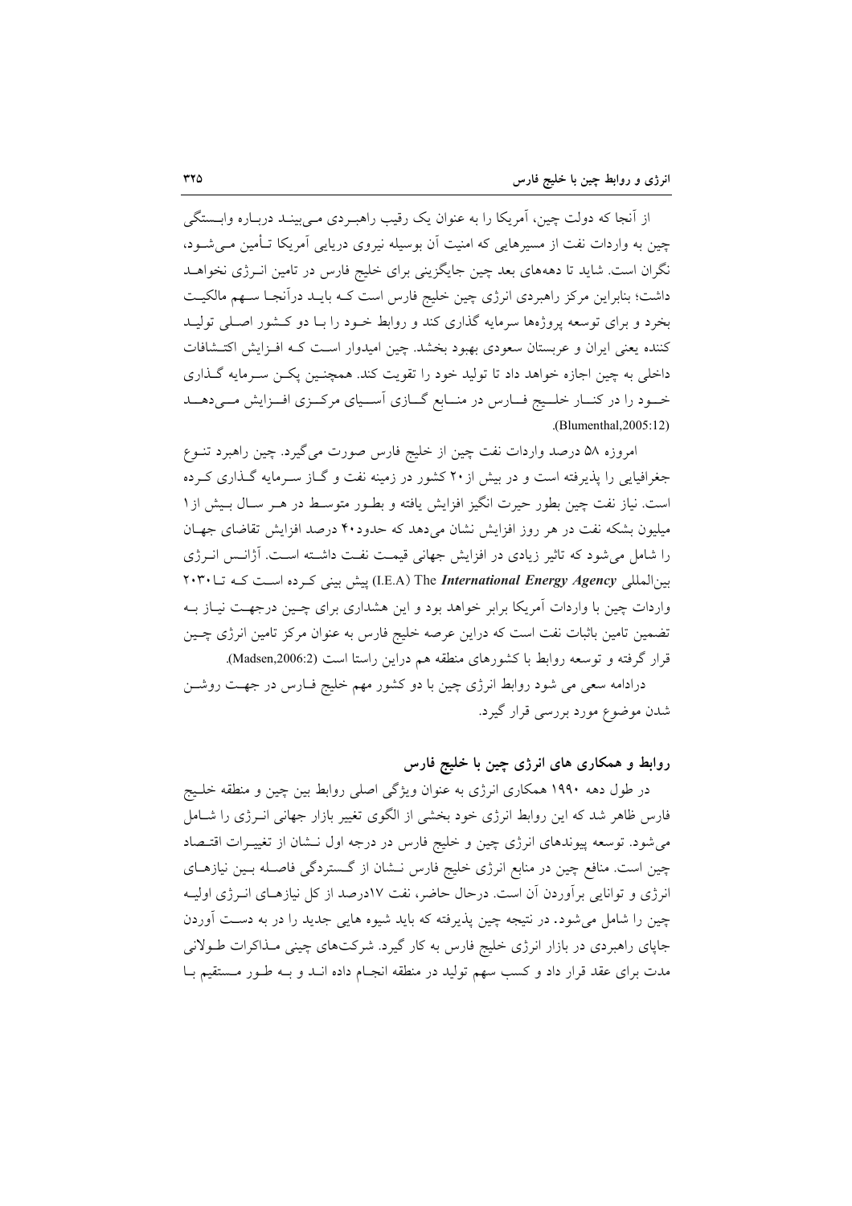از آنجا که دولت چین، آمریکا را به عنوان یک رقیب راهبردی می‌بیند درباره وابستگی چین به واردات نفت از مسیرهایی که امنیت آن بوسیله نیروی دریایی آمریکا تأمین می‌شود، نگران است. شاید تا دهه‌های بعد چین جایگزینی برای خلیج فارس در تامین انرژی نخواهد داشت؛ بنابراین مرکز راهبردی انرژی چین خلیج فارس است که باید درآنجا سهم مالکیت بخرد و برای توسعه پروژه‌ها سرمایه گذاری کند و روابط خود را با دو کشور اصلی تولید کننده یعنی ایران و عربستان سعودی بهبود بخشد. چین امیدوار است که افزایش اکتشافات داخلی به چین اجازه خواهد داد تا تولید خود را تقویت کند. همچنین پکن سرمایه گذاری خود را در کنار خلیج فارس در منابع گازی آسیای مرکزی افزایش می‌دهد (Blumenthal,2005:12).

امروزه ۵۸ درصد واردات نفت چین از خلیج فارس صورت می‌گیرد. چین راهبرد تنوع جغرافیایی را پذیرفته است و در بیش از ۲۰ کشور در زمینه نفت و گاز سرمایه گذاری کرده است. نیاز نفت چین بطور حیرت انگیز افزایش یافته و بطور متوسط در هر سال بیش از ۱ میلیون بشکه نفت در هر روز افزایش نشان می‌دهد که حدود ۴۰ درصد افزایش تقاضای جهان را شامل می‌شود که تاثیر زیادی در افزایش جهانی قیمت نفت داشته است. آژانس انرژی بین‌المللی The ***International Energy Agency*** (I.E.A) پیش بینی کرده است که تا ۲۰۳۰ واردات چین با واردات آمریکا برابر خواهد بود و این هشداری برای چین درجهت نیاز به تضمین تامین باثبات نفت است که دراین عرصه خلیج فارس به عنوان مرکز تامین انرژی چین قرار گرفته و توسعه روابط با کشورهای منطقه هم دراین راستا است (Madsen,2006:2).

درادامه سعی می شود روابط انرژی چین با دو کشور مهم خلیج فارس در جهت روشن شدن موضوع مورد بررسی قرار گیرد.

## روابط و همکاری های انرژی چین با خلیج فارس

در طول دهه ۱۹۹۰ همکاری انرژی به عنوان ویژگی اصلی روابط بین چین و منطقه خلیج فارس ظاهر شد که این روابط انرژی خود بخشی از الگوی تغییر بازار جهانی انرژی را شامل می‌شود. توسعه پیوندهای انرژی چین و خلیج فارس در درجه اول نشان از تغییرات اقتصاد چین است. منافع چین در منابع انرژی خلیج فارس نشان از گستردگی فاصله بین نیازهای انرژی و توانایی برآوردن آن است. درحال حاضر، نفت ۱۷درصد از کل نیازهای انرژی اولیه چین را شامل می‌شود. در نتیجه چین پذیرفته که باید شیوه هایی جدید را در به دست آوردن جاپای راهبردی در بازار انرژی خلیج فارس به کار گیرد. شرکت‌های چینی مذاکرات طولانی مدت برای عقد قرار داد و کسب سهم تولید در منطقه انجام داده اند و به طور مستقیم با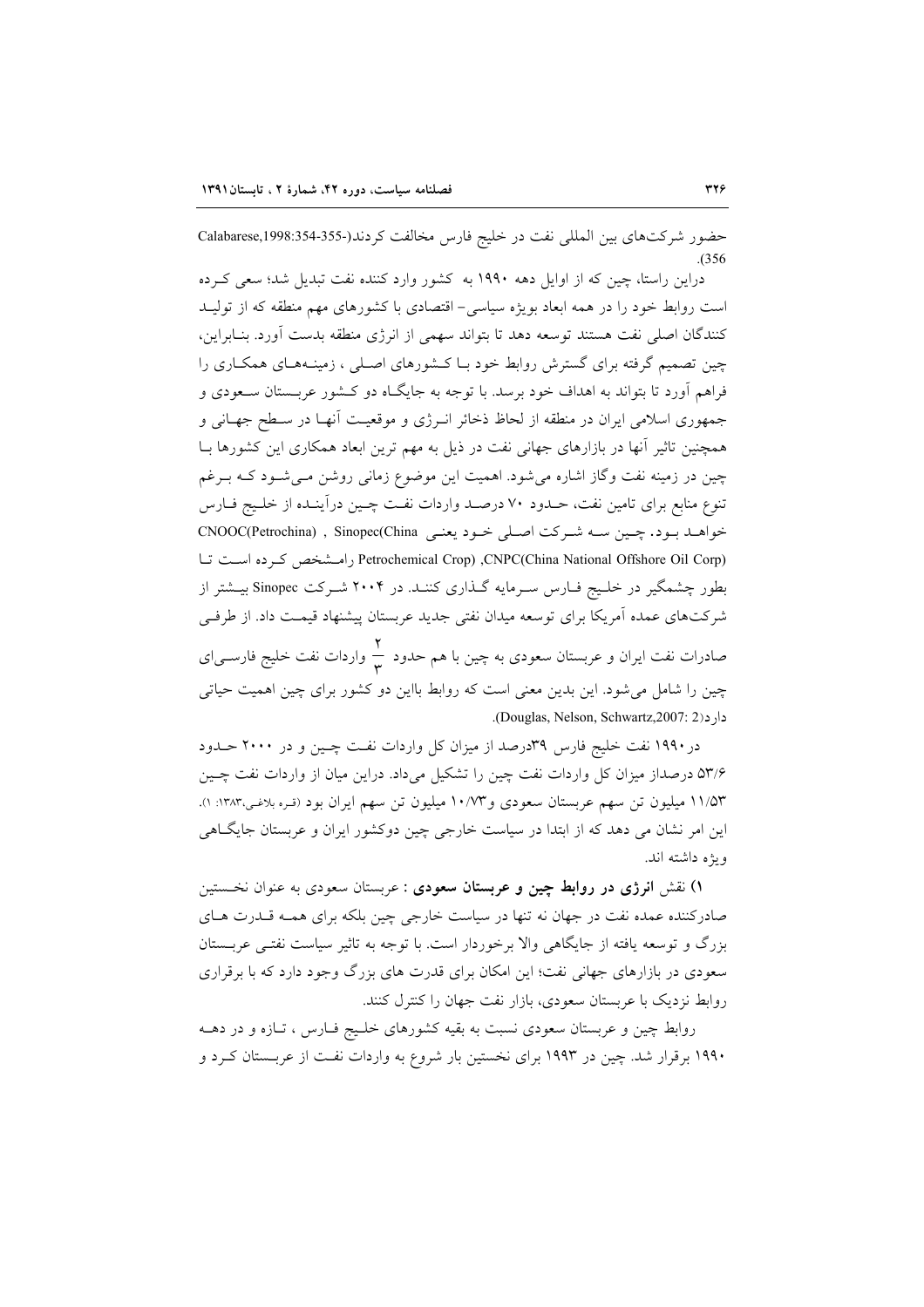حضور شرکت‌های بین المللی نفت در خلیج فارس مخالفت کردند(Calabarese,1998:354-355-356).

دراین راستا، چین که از اوایل دهه ۱۹۹۰ به کشور وارد کننده نفت تبدیل شد؛ سعی کرده است روابط خود را در همه ابعاد بویژه سیاسی- اقتصادی با کشورهای مهم منطقه که از تولید کنندگان اصلی نفت هستند توسعه دهد تا بتواند سهمی از انرژی منطقه بدست آورد. بنابراین، چین تصمیم گرفته برای گسترش روابط خود با کشورهای اصلی ، زمینه‌های همکاری را فراهم آورد تا بتواند به اهداف خود برسد. با توجه به جایگاه دو کشور عربستان سعودی و جمهوری اسلامی ایران در منطقه از لحاظ ذخائر انرژی و موقعیت آنها در سطح جهانی و همچنین تاثیر آنها در بازارهای جهانی نفت در ذیل به مهم ترین ابعاد همکاری این کشورها با چین در زمینه نفت وگاز اشاره می‌شود. اهمیت این موضوع زمانی روشن می‌شود که بـرغم تنوع منابع برای تامین نفت، حدود ۷۰ درصد واردات نفت چین درآینده از خلیج فارس خواهد بود. چین سه شرکت اصلی خود یعنی CNOOC(Petrochina) , Sinopec(China Petrochemical Crop) ,CNPC(China National Offshore Oil Corp) رامشخص کرده است تا بطور چشمگیر در خلیج فارس سرمایه گذاری کنند. در ۲۰۰۴ شرکت Sinopec بیشتر از شرکت‌های عمده آمریکا برای توسعه میدان نفتی جدید عربستان پیشنهاد قیمت داد. از طرفی صادرات نفت ایران و عربستان سعودی به چین با هم حدود $\frac{۲}{۳}$ واردات نفت خلیج فارسی‌ای چین را شامل می‌شود. این بدین معنی است که روابط بااین دو کشور برای چین اهمیت حیاتی دارد(Douglas, Nelson, Schwartz,2007: 2).

در ۱۹۹۰ نفت خلیج فارس ۳۹درصد از میزان کل واردات نفت چین و در ۲۰۰۰ حدود ۵۳/۶ درصداز میزان کل واردات نفت چین را تشکیل می‌داد. دراین میان از واردات نفت چین ۱۱/۵۳ میلیون تن سهم عربستان سعودی و۱۰/۷۳ میلیون تن سهم ایران بود (قره بلاغی،۱۳۸۳: ۱). این امر نشان می دهد که از ابتدا در سیاست خارجی چین دوکشور ایران و عربستان جایگاهی ویژه داشته اند.

۱) نقش **انرژی در روابط چین و عربستان سعودی** : عربستان سعودی به عنوان نخستین صادرکننده عمده نفت در جهان نه تنها در سیاست خارجی چین بلکه برای همه قدرت های بزرگ و توسعه یافته از جایگاهی والا برخوردار است. با توجه به تاثیر سیاست نفتی عربستان سعودی در بازارهای جهانی نفت؛ این امکان برای قدرت های بزرگ وجود دارد که با برقراری روابط نزدیک با عربستان سعودی، بازار نفت جهان را کنترل کنند.

روابط چین و عربستان سعودی نسبت به بقیه کشورهای خلیج فارس ، تازه و در دهه ۱۹۹۰ برقرار شد. چین در ۱۹۹۳ برای نخستین بار شروع به واردات نفت از عربستان کرد و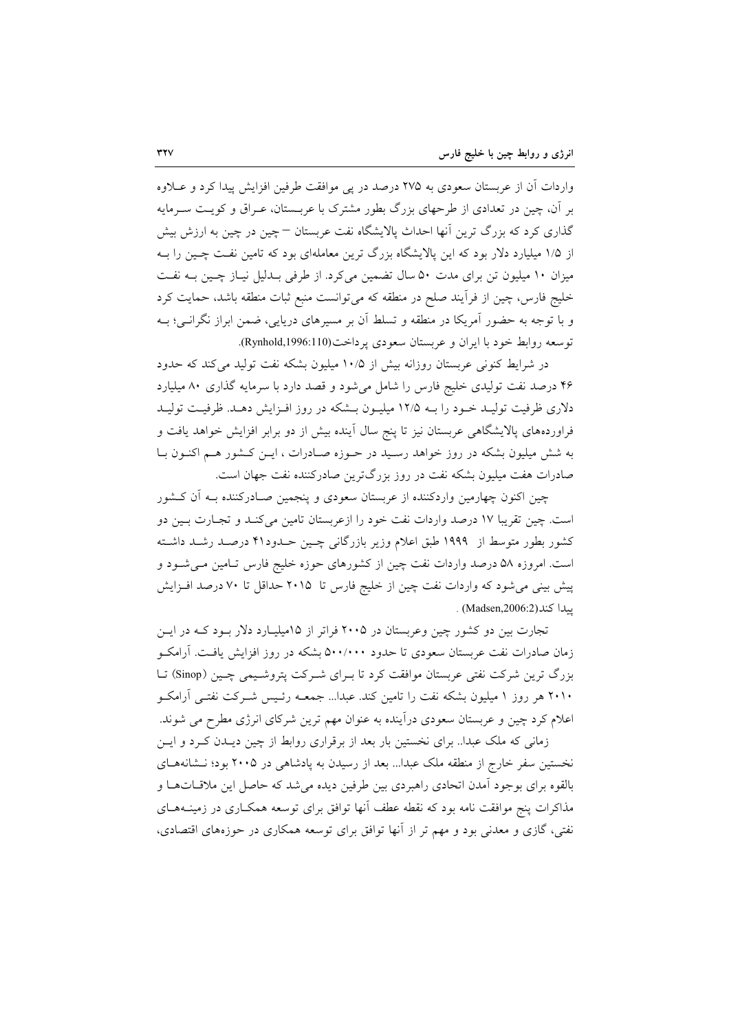واردات آن از عربستان سعودی به ۲۷۵ درصد در پی موافقت طرفین افزایش پیدا کرد و عـلاوه بر آن، چین در تعدادی از طرحهای بزرگ بطور مشترک با عربـستان، عـراق و کویـت سـرمایه گذاری کرد که بزرگ ترین آنها احداث پالایشگاه نفت عربستان – چین در چین به ارزش بیش از ۱/۵ میلیارد دلار بود که این پالایشگاه بزرگ ترین معامله‌ای بود که تامین نفـت چـین را بـه میزان ۱۰ میلیون تن برای مدت ۵۰ سال تضمین می‌کرد. از طرفی بـدلیل نیـاز چـین بـه نفـت خلیج فارس، چین از فرآیند صلح در منطقه که می‌توانست منبع ثبات منطقه باشد، حمایت کرد و با توجه به حضور آمریکا در منطقه و تسلط آن بر مسیرهای دریایی، ضمن ابراز نگرانـی؛ بـه توسعه روابط خود با ایران و عربستان سعودی پرداخت(Rynhold,1996:110).

در شرایط کنونی عربستان روزانه بیش از ۱۰/۵ میلیون بشکه نفت تولید می‌کند که حدود ۴۶ درصد نفت تولیدی خلیج فارس را شامل می‌شود و قصد دارد با سرمایه گذاری ۸۰ میلیارد دلاری ظرفیت تولیـد خـود را بـه ۱۲/۵ میلیـون بـشکه در روز افـزایش دهـد. ظرفیـت تولیـد فراورده‌های پالایشگاهی عربستان نیز تا پنج سال آینده بیش از دو برابر افزایش خواهد یافت و به شش میلیون بشکه در روز خواهد رسـید در حـوزه صـادرات ، ایـن کـشور هـم اکنـون بـا صادرات هفت میلیون بشکه نفت در روز بزرگ‌ترین صادرکننده نفت جهان است.

چین اکنون چهارمین واردکننده از عربستان سعودی و پنجمین صـادرکننده بـه آن کـشور است. چین تقریبا ۱۷ درصد واردات نفت خود را ازعربستان تامین می‌کنـد و تجـارت بـین دو کشور بطور متوسط از ۱۹۹۹ طبق اعلام وزیر بازرگانی چـین حـدود۴۱ درصـد رشـد داشـته است. امروزه ۵۸ درصد واردات نفت چین از کشورهای حوزه خلیج فارس تـامین مـی‌شـود و پیش بینی می‌شود که واردات نفت چین از خلیج فارس تا ۲۰۱۵ حداقل تا ۷۰ درصد افـزایش پیدا کند(Madsen,2006:2) .

تجارت بین دو کشور چین وعربستان در ۲۰۰۵ فراتر از ۱۵میلیـارد دلار بـود کـه در ایـن زمان صادرات نفت عربستان سعودی تا حدود ۵۰۰/۰۰۰ بشکه در روز افزایش یافـت. آرامکـو بزرگ ترین شرکت نفتی عربستان موافقت کرد تا بـرای شـرکت پتروشـیمی چـین (Sinop) تـا ۲۰۱۰ هر روز ۱ میلیون بشکه نفت را تامین کند. عبدا... جمعـه رئـیس شـرکت نفتـی آرامکـو اعلام کرد چین و عربستان سعودی درآینده به عنوان مهم ترین شرکای انرژی مطرح می شوند.

زمانی که ملک عبدا.. برای نخستین بار بعد از برقراری روابط از چین دیـدن کـرد و ایـن نخستین سفر خارج از منطقه ملک عبدا... بعد از رسیدن به پادشاهی در ۲۰۰۵ بود؛ نـشانه‌هـای بالقوه برای بوجود آمدن اتحادی راهبردی بین طرفین دیده می‌شد که حاصل این ملاقـات‌هـا و مذاکرات پنج موافقت نامه بود که نقطه عطف آنها توافق برای توسعه همکـاری در زمینـه‌هـای نفتی، گازی و معدنی بود و مهم تر از آنها توافق برای توسعه همکاری در حوزه‌های اقتصادی،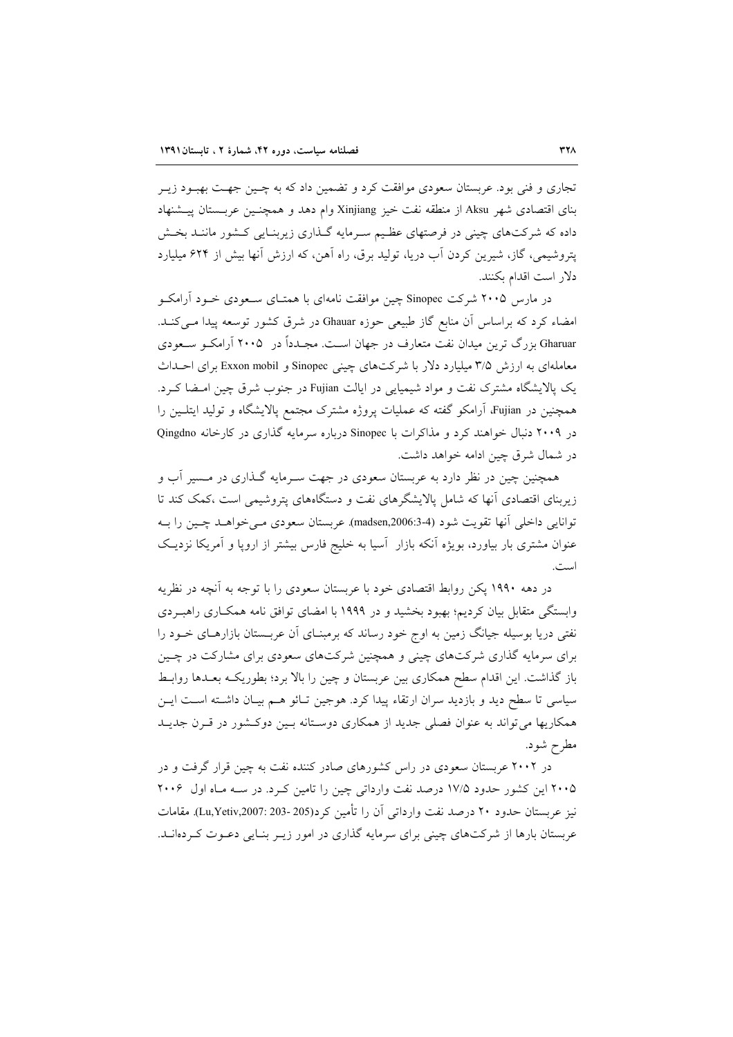تجاری و فنی بود. عربستان سعودی موافقت کرد و تضمین داد که به چین جهت بهبود زیر بنای اقتصادی شهر Aksu از منطقه نفت خیز Xinjiang وام دهد و همچنین عربستان پیشنهاد داده که شرکت‌های چینی در فرصتهای عظیم سرمایه گذاری زیربنایی کشور مانند بخش پتروشیمی، گاز، شیرین کردن آب دریا، تولید برق، راه آهن، که ارزش آنها بیش از ۶۲۴ میلیارد دلار است اقدام بکنند.

در مارس ۲۰۰۵ شرکت Sinopec چین موافقت نامه‌ای با همتای سعودی خود آرامکو امضاء کرد که براساس آن منابع گاز طبیعی حوزه Ghauar در شرق کشور توسعه پیدا می‌کند. Gharuar بزرگ ترین میدان نفت متعارف در جهان است. مجدداً در ۲۰۰۵ آرامکو سعودی معامله‌ای به ارزش ۳/۵ میلیارد دلار با شرکت‌های چینی Sinopec و Exxon mobil برای احداث یک پالایشگاه مشترک نفت و مواد شیمیایی در ایالت Fujian در جنوب شرق چین امضا کرد. همچنین در Fujian، آرامکو گفته که عملیات پروژه مشترک مجتمع پالایشگاه و تولید ایتلین را در ۲۰۰۹ دنبال خواهند کرد و مذاکرات با Sinopec درباره سرمایه گذاری در کارخانه Qingdno در شمال شرق چین ادامه خواهد داشت.

همچنین چین در نظر دارد به عربستان سعودی در جهت سرمایه گذاری در مسیر آب و زیربنای اقتصادی آنها که شامل پالایشگرهای نفت و دستگاه‌های پتروشیمی است ،کمک کند تا توانایی داخلی آنها تقویت شود (madsen,2006:3-4). عربستان سعودی می‌خواهد چین را به عنوان مشتری بار بیاورد، بویژه آنکه بازار آسیا به خلیج فارس بیشتر از اروپا و آمریکا نزدیک است.

در دهه ۱۹۹۰ پکن روابط اقتصادی خود با عربستان سعودی را با توجه به آنچه در نظریه وابستگی متقابل بیان کردیم؛ بهبود بخشید و در ۱۹۹۹ با امضای توافق نامه همکاری راهبردی نفتی دریا بوسیله جیانگ زمین به اوج خود رساند که برمبنای آن عربستان بازارهای خود را برای سرمایه گذاری شرکت‌های چینی و همچنین شرکت‌های سعودی برای مشارکت در چین باز گذاشت. این اقدام سطح همکاری بین عربستان و چین را بالا برد؛ بطوریکه بعدها روابط سیاسی تا سطح دید و بازدید سران ارتقاء پیدا کرد. هوجین تائو هم بیان داشته است این همکاریها می‌تواند به عنوان فصلی جدید از همکاری دوستانه بین دوکشور در قرن جدید مطرح شود.

در ۲۰۰۲ عربستان سعودی در راس کشورهای صادر کننده نفت به چین قرار گرفت و در ۲۰۰۵ این کشور حدود ۱۷/۵ درصد نفت وارداتی چین را تامین کرد. در سه ماه اول ۲۰۰۶ نیز عربستان حدود ۲۰ درصد نفت وارداتی آن را تأمین کرد(Lu,Yetiv,2007: 203 -205). مقامات عربستان بارها از شرکت‌های چینی برای سرمایه گذاری در امور زیر بنایی دعوت کرده‌اند.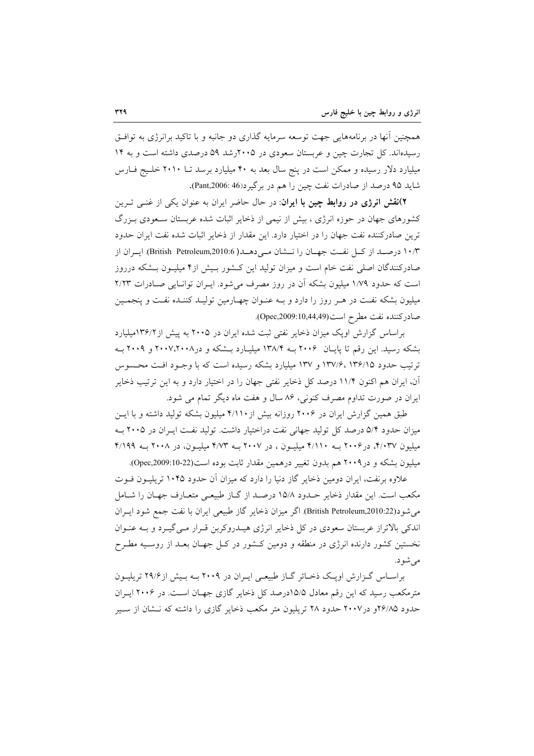همچنین آنها در برنامه‌هایی جهت توسعه سرمایه گذاری دو جانبه و با تاکید برانرژی به توافق رسیده‌اند. کل تجارت چین و عربستان سعودی در ۲۰۰۵رشد ۵۹ درصدی داشته است و به ۱۴ میلیارد دلار رسیده و ممکن است در پنج سال بعد به ۴۰ میلیارد برسد تا ۲۰۱۰ خلیج فارس شاید ۹۵ درصد از صادرات نفت چین را هم در برگیرد(Pant,2006: 46).

**۲)نقش انرژی در روابط چین با ایران**: در حال حاضر ایران به عنوان یکی از غنی ترین کشورهای جهان در حوزه انرژی ، بیش از نیمی از ذخایر اثبات شده عربستان سعودی بزرگ ترین صادرکننده نفت جهان را در اختیار دارد. این مقدار از ذخایر اثبات شده نفت ایران حدود ۱۰/۳ درصد از کل نفت جهان را نشان می‌دهد( British Petroleum,2010:6). ایران از صادرکنندگان اصلی نفت خام است و میزان تولید این کشور بیش از۴ میلیون بشکه درروز است که حدود ۱/۷۹ میلیون بشکه آن در روز مصرف می‌شود. ایران توانایی صادرات ۲/۲۳ میلیون بشکه نفت در هر روز را دارد و به عنوان چهارمین تولید کننده نفت و پنجمین صادرکننده نفت مطرح است(Opec,2009:10,44,49).

براساس گزارش اوپک میزان ذخایر نفتی ثبت شده ایران در ۲۰۰۵ به پیش از۱۳۶/۲میلیارد بشکه رسید. این رقم تا پایان ۲۰۰۶ به ۱۳۸/۴ میلیارد بشکه و در۲۰۰۷،۲۰۰۸ و ۲۰۰۹ به ترتیب حدود ۱۳۶/۱۵ ،۱۳۷/۶ و ۱۳۷ میلیارد بشکه رسیده است که با وجود افت محسوس آن، ایران هم اکنون ۱۱/۴ درصد کل ذخایر نفتی جهان را در اختیار دارد و به این ترتیب ذخایر ایران در صورت تداوم مصرف کنونی، ۸۶ سال و هفت ماه دیگر تمام می شود.

طبق همین گزارش ایران در ۲۰۰۶ روزانه بیش از۴/۱۱۰ میلیون بشکه تولید داشته و با این میزان حدود ۵/۴ درصد کل تولید جهانی نفت دراختیار داشت. تولید نفت ایران در ۲۰۰۵ به ۴/۰۳۷ میلیون، در۲۰۰۶ به ۴/۱۱۰ میلیون ، در ۲۰۰۷ به ۴/۷۳ میلیون، در ۲۰۰۸ به ۴/۱۹۹ میلیون بشکه و در۲۰۰۹ هم بدون تغییر درهمین مقدار ثابت بوده است(Opec,2009:10-22).

علاوه برنفت، ایران دومین ذخایر گاز دنیا را دارد که میزان آن حدود ۱۰۴۵ تریلیون فوت مکعب است. این مقدار ذخایر حدود ۱۵/۸ درصد از گاز طبیعی متعارف جهان را شامل می‌شود(British Petroleum,2010:22). اگر میزان ذخایر گاز طبیعی ایران با نفت جمع شود ایران اندکی بالاتراز عربستان سعودی در کل ذخایر انرژی هیدروکربن قرار می‌گیرد و به عنوان نخستین کشور دارنده انرژی در منطقه و دومین کشور در کل جهان بعد از روسیه مطرح می‌شود.

براساس گزارش اوپک ذخائر گاز طبیعی ایران در ۲۰۰۹ به بیش از۲۹/۶ تریلیون مترمکعب رسید که این رقم معادل ۱۵/۵درصد کل ذخایر گازی جهان است. در ۲۰۰۶ ایران حدود ۲۶/۸۵و در۲۰۰۷ حدود ۲۸ تریلیون متر مکعب ذخایر گازی را داشته که نشان از سیر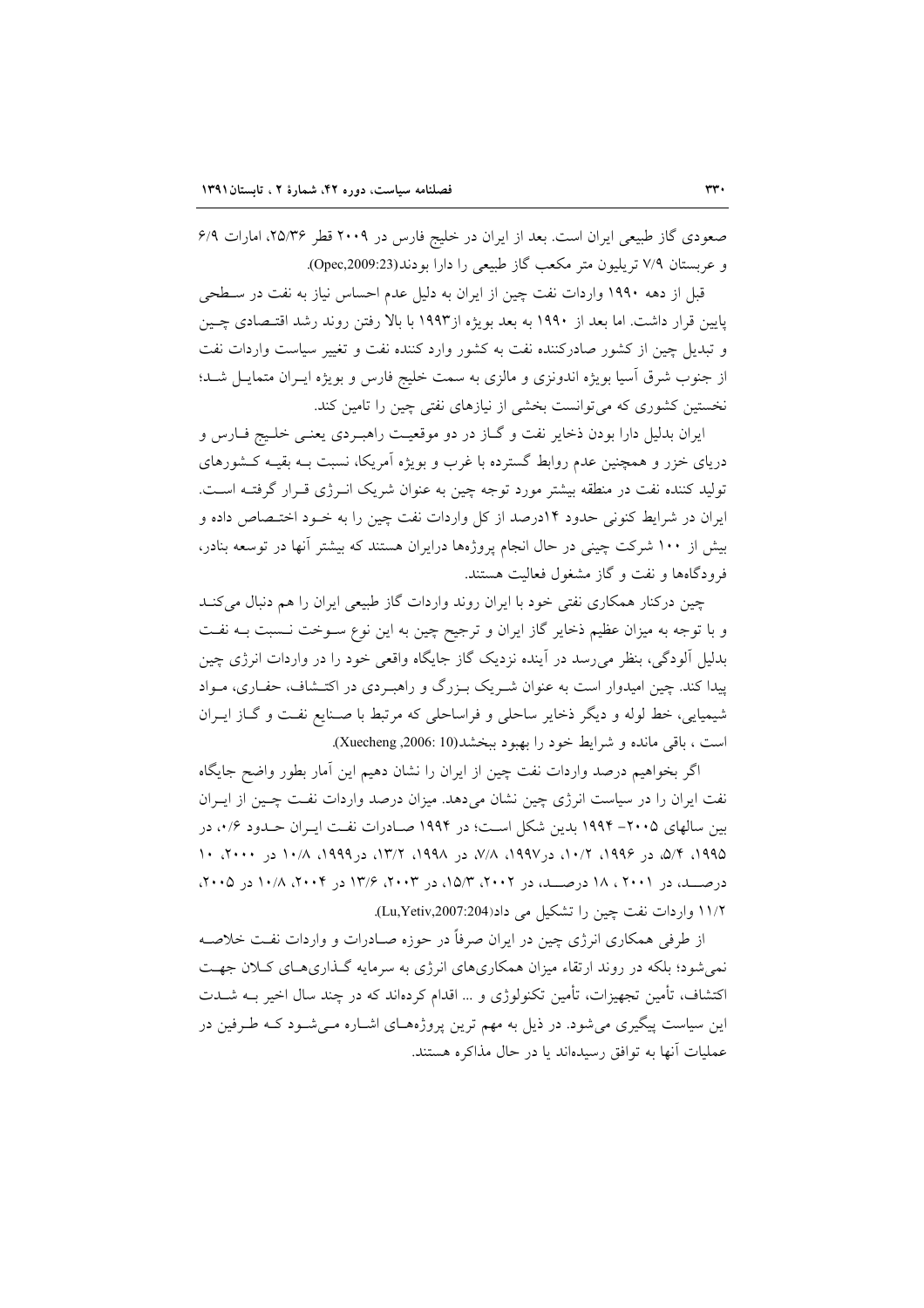صعودی گاز طبیعی ایران است. بعد از ایران در خلیج فارس در ۲۰۰۹ قطر ۲۵/۳۶، امارات ۶/۹ و عربستان ۷/۹ تریلیون متر مکعب گاز طبیعی را دارا بودند(Opec,2009:23).

قبل از دهه ۱۹۹۰ واردات نفت چین از ایران به دلیل عدم احساس نیاز به نفت در سطحی پایین قرار داشت. اما بعد از ۱۹۹۰ به بعد بویژه از۱۹۹۳ با بالا رفتن روند رشد اقتصادی چین و تبدیل چین از کشور صادرکننده نفت به کشور وارد کننده نفت و تغییر سیاست واردات نفت از جنوب شرق آسیا بویژه اندونزی و مالزی به سمت خلیج فارس و بویژه ایران متمایل شد؛ نخستین کشوری که می‌توانست بخشی از نیازهای نفتی چین را تامین کند.

ایران بدلیل دارا بودن ذخایر نفت و گاز در دو موقعیت راهبردی یعنی خلیج فارس و دریای خزر و همچنین عدم روابط گسترده با غرب و بویژه آمریکا، نسبت به بقیه کشورهای تولید کننده نفت در منطقه بیشتر مورد توجه چین به عنوان شریک انرژی قرار گرفته است. ایران در شرایط کنونی حدود ۱۴درصد از کل واردات نفت چین را به خود اختصاص داده و بیش از ۱۰۰ شرکت چینی در حال انجام پروژه‌ها درایران هستند که بیشتر آنها در توسعه بنادر، فرودگاه‌ها و نفت و گاز مشغول فعالیت هستند.

چین درکنار همکاری نفتی خود با ایران روند واردات گاز طبیعی ایران را هم دنبال می‌کند و با توجه به میزان عظیم ذخایر گاز ایران و ترجیح چین به این نوع سوخت نسبت به نفت بدلیل آلودگی، بنظر می‌رسد در آینده نزدیک گاز جایگاه واقعی خود را در واردات انرژی چین پیدا کند. چین امیدوار است به عنوان شریک بزرگ و راهبردی در اکتشاف، حفاری، مواد شیمیایی، خط لوله و دیگر ذخایر ساحلی و فراساحلی که مرتبط با صنایع نفت و گاز ایران است ، باقی مانده و شرایط خود را بهبود ببخشد(Xuecheng ,2006: 10).

اگر بخواهیم درصد واردات نفت چین از ایران را نشان دهیم این آمار بطور واضح جایگاه نفت ایران را در سیاست انرژی چین نشان می‌دهد. میزان درصد واردات نفت چین از ایران بین سالهای ۲۰۰۵- ۱۹۹۴ بدین شکل است؛ در ۱۹۹۴ صادرات نفت ایران حدود ۰/۶، در ۱۹۹۵، ۵/۴، در ۱۹۹۶، ۱۰/۲، در۱۹۹۷، ۷/۸، در ۱۹۹۸، ۱۳/۲، در۱۹۹۹، ۱۰/۸ در ۲۰۰۰، ۱۰ درصد، در ۲۰۰۱ ، ۱۸ درصد، در ۲۰۰۲، ۱۵/۳، در ۲۰۰۳، ۱۳/۶ در ۲۰۰۴، ۱۰/۸ در ۲۰۰۵، ۱۱/۲ واردات نفت چین را تشکیل می داد(Lu,Yetiv,2007:204).

از طرفی همکاری انرژی چین در ایران صرفاً در حوزه صادرات و واردات نفت خلاصه نمی‌شود؛ بلکه در روند ارتقاء میزان همکاری‌های انرژی به سرمایه گذاری‌های کلان جهت اکتشاف، تأمین تجهیزات، تأمین تکنولوژی و ... اقدام کرده‌اند که در چند سال اخیر به شدت این سیاست پیگیری می‌شود. در ذیل به مهم ترین پروژه‌های اشاره می‌شود که طرفین در عملیات آنها به توافق رسیده‌اند یا در حال مذاکره هستند.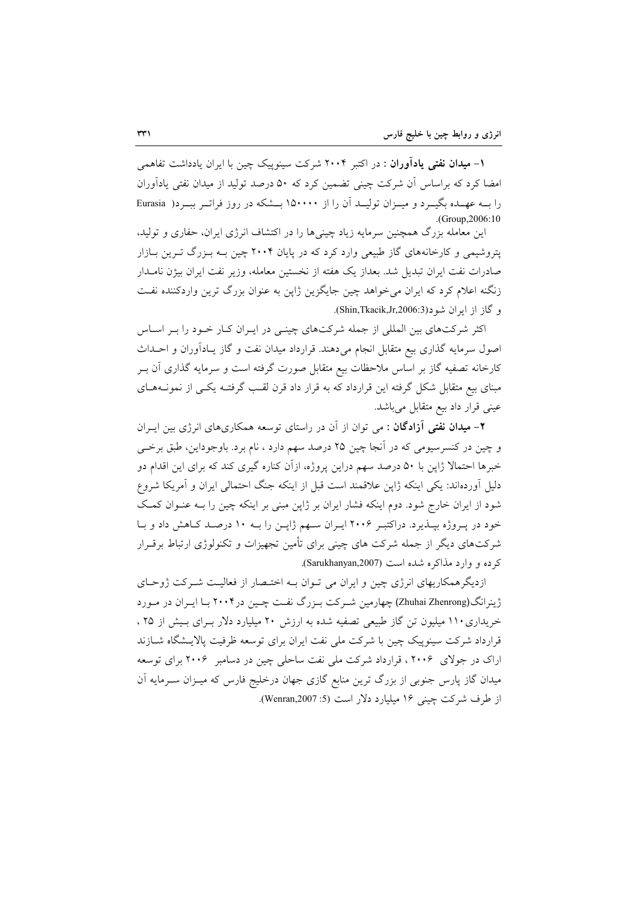**۱- میدان نفتی یادآوران** : در اکتبر ۲۰۰۴ شرکت سینوپیک چین با ایران یادداشت تفاهمی امضا کرد که براساس آن شرکت چینی تضمین کرد که ۵۰ درصد تولید از میدان نفتی یادآوران را بــه عهــده بگیــرد و میــزان تولیــد آن را از ۱۵۰۰۰۰ بــشکه در روز فراتــر ببــرد( Eurasia Group,2006:10).

این معامله بزرگ همچنین سرمایه زیاد چینی‌ها را در اکتشاف انرژی ایران، حفاری و تولید، پتروشیمی و کارخانه‌های گاز طبیعی وارد کرد که در پایان ۲۰۰۴ چین بــه بــزرگ تــرین بــازار صادرات نفت ایران تبدیل شد. بعداز یک هفته از نخستین معامله، وزیر نفت ایران بیژن نامــدار زنگنه اعلام کرد که ایران می‌خواهد چین جایگزین ژاپن به عنوان بزرگ ترین واردکننده نفــت و گاز از ایران شود(Shin,Tkacik,Jr,2006:3).

اکثر شرکت‌های بین المللی از جمله شرکت‌های چینــی در ایــران کــار خــود را بــر اســاس اصول سرمایه گذاری بیع متقابل انجام می‌دهند. قرارداد میدان نفت و گاز یــادآوران و احــداث کارخانه تصفیه گاز بر اساس ملاحظات بیع متقابل صورت گرفته است و سرمایه گذاری آن بــر مبنای بیع متقابل شکل گرفته این قرارداد که به قرار داد قرن لقــب گرفتــه یکــی از نمونــه‌هــای عینی قرار داد بیع متقابل می‌باشد.

**۲- میدان نفتی آزادگان** : می توان از آن در راستای توسعه همکاری‌های انرژی بین ایــران و چین در کنسرسیومی که در آنجا چین ۲۵ درصد سهم دارد ، نام برد. باوجوداین، طبق برخــی خبرها احتمالا ژاپن با ۵۰ درصد سهم دراین پروژه، ازآن کناره گیری کند که برای این اقدام دو دلیل آورده‌اند: یکی اینکه ژاپن علاقمند است قبل از اینکه جنگ احتمالی ایران و آمریکا شروع شود از ایران خارج شود. دوم اینکه فشار ایران بر ژاپن مبنی بر اینکه چین را بــه عنــوان کمــک خود در پــروژه بپــذیرد. دراکتبــر ۲۰۰۶ ایــران ســهم ژاپــن را بــه ۱۰ درصــد کــاهش داد و بــا شرکت‌های دیگر از جمله شرکت های چینی برای تأمین تجهیزات و تکنولوژی ارتباط برقــرار کرده و وارد مذاکره شده است (Sarukhanyan,2007).

ازدیگرهمکاریهای انرژی چین و ایران می تــوان بــه اختــصار از فعالیــت شــرکت ژوحــای ژینرانگ(Zhuhai Zhenrong) چهارمین شــرکت بــزرگ نفــت چــین در۲۰۰۴ بــا ایــران در مــورد خریداری ۱۱۰ میلیون تن گاز طبیعی تصفیه شده به ارزش ۲۰ میلیارد دلار بــرای بــیش از ۲۵ ، قرارداد شرکت سینوپیک چین با شرکت ملی نفت ایران برای توسعه ظرفیت پالایــشگاه شــازند اراک در جولای ۲۰۰۶ ، قرارداد شرکت ملی نفت ساحلی چین در دسامبر ۲۰۰۶ برای توسعه میدان گاز پارس جنوبی از بزرگ ترین منابع گازی جهان درخلیج فارس که میــزان ســرمایه آن از طرف شرکت چینی ۱۶ میلیارد دلار است (Wenran,2007 :5).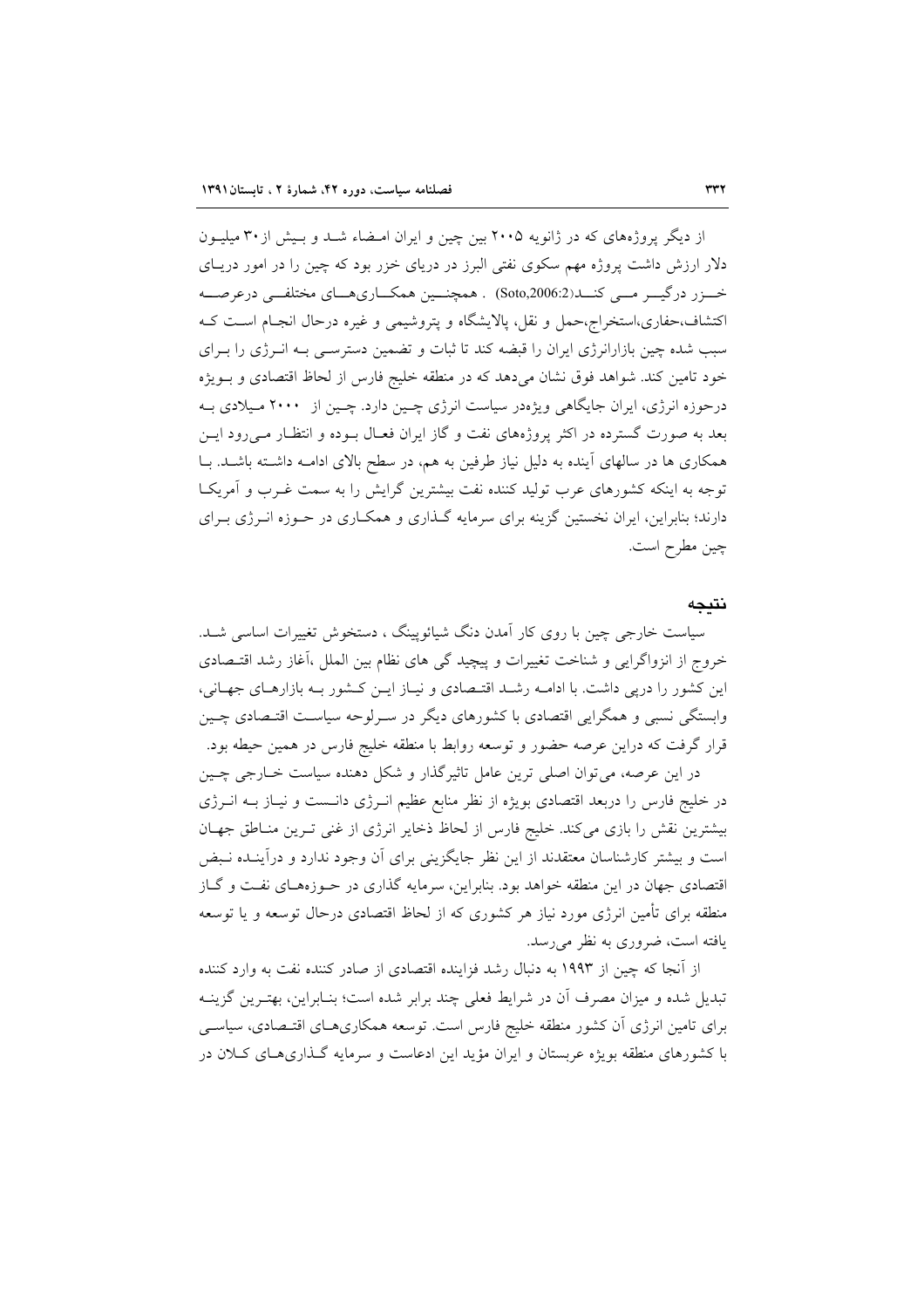از دیگر پروژه‌های که در ژانویه ۲۰۰۵ بین چین و ایران امضاء شد و بیش از ۳۰ میلیون دلار ارزش داشت پروژه مهم سکوی نفتی البرز در دریای خزر بود که چین را در امور دریای خزر درگیر می کند(Soto,2006:2) . همچنین همکاری‌های مختلفی درعرصه اکتشاف،حفاری،استخراج،حمل و نقل، پالایشگاه و پتروشیمی و غیره درحال انجام است که سبب شده چین بازارانرژی ایران را قبضه کند تا ثبات و تضمین دسترسی به انرژی را برای خود تامین کند. شواهد فوق نشان می‌دهد که در منطقه خلیج فارس از لحاظ اقتصادی و بویژه درحوزه انرژی، ایران جایگاهی ویژه‌در سیاست انرژی چین دارد. چین از ۲۰۰۰ میلادی به بعد به صورت گسترده در اکثر پروژه‌های نفت و گاز ایران فعال بوده و انتظار می‌رود این همکاری ها در سالهای آینده به دلیل نیاز طرفین به هم، در سطح بالای ادامه داشته باشد. با توجه به اینکه کشورهای عرب تولید کننده نفت بیشترین گرایش را به سمت غرب و آمریکا دارند؛ بنابراین، ایران نخستین گزینه برای سرمایه گذاری و همکاری در حوزه انرژی برای چین مطرح است.

## نتیجه

سیاست خارجی چین با روی کار آمدن دنگ شیائوپینگ ، دستخوش تغییرات اساسی شد. خروج از انزواگرایی و شناخت تغییرات و پیچید گی های نظام بین الملل ،آغاز رشد اقتصادی این کشور را درپی داشت. با ادامه رشد اقتصادی و نیاز این کشور به بازارهای جهانی، وابستگی نسبی و همگرایی اقتصادی با کشورهای دیگر در سرلوحه سیاست اقتصادی چین قرار گرفت که دراین عرصه حضور و توسعه روابط با منطقه خلیج فارس در همین حیطه بود.

در این عرصه، می‌توان اصلی ترین عامل تاثیرگذار و شکل دهنده سیاست خارجی چین در خلیج فارس را دربعد اقتصادی بویژه از نظر منابع عظیم انرژی دانست و نیاز به انرژی بیشترین نقش را بازی می‌کند. خلیج فارس از لحاظ ذخایر انرژی از غنی ترین مناطق جهان است و بیشتر کارشناسان معتقدند از این نظر جایگزینی برای آن وجود ندارد و درآینده نبض اقتصادی جهان در این منطقه خواهد بود. بنابراین، سرمایه گذاری در حوزه‌های نفت و گاز منطقه برای تأمین انرژی مورد نیاز هر کشوری که از لحاظ اقتصادی درحال توسعه و یا توسعه یافته است، ضروری به نظر می‌رسد.

از آنجا که چین از ۱۹۹۳ به دنبال رشد فزاینده اقتصادی از صادر کننده نفت به وارد کننده تبدیل شده و میزان مصرف آن در شرایط فعلی چند برابر شده است؛ بنابراین، بهترین گزینه برای تامین انرژی آن کشور منطقه خلیج فارس است. توسعه همکاری‌های اقتصادی، سیاسی با کشورهای منطقه بویژه عربستان و ایران مؤید این ادعاست و سرمایه گذاری‌های کلان در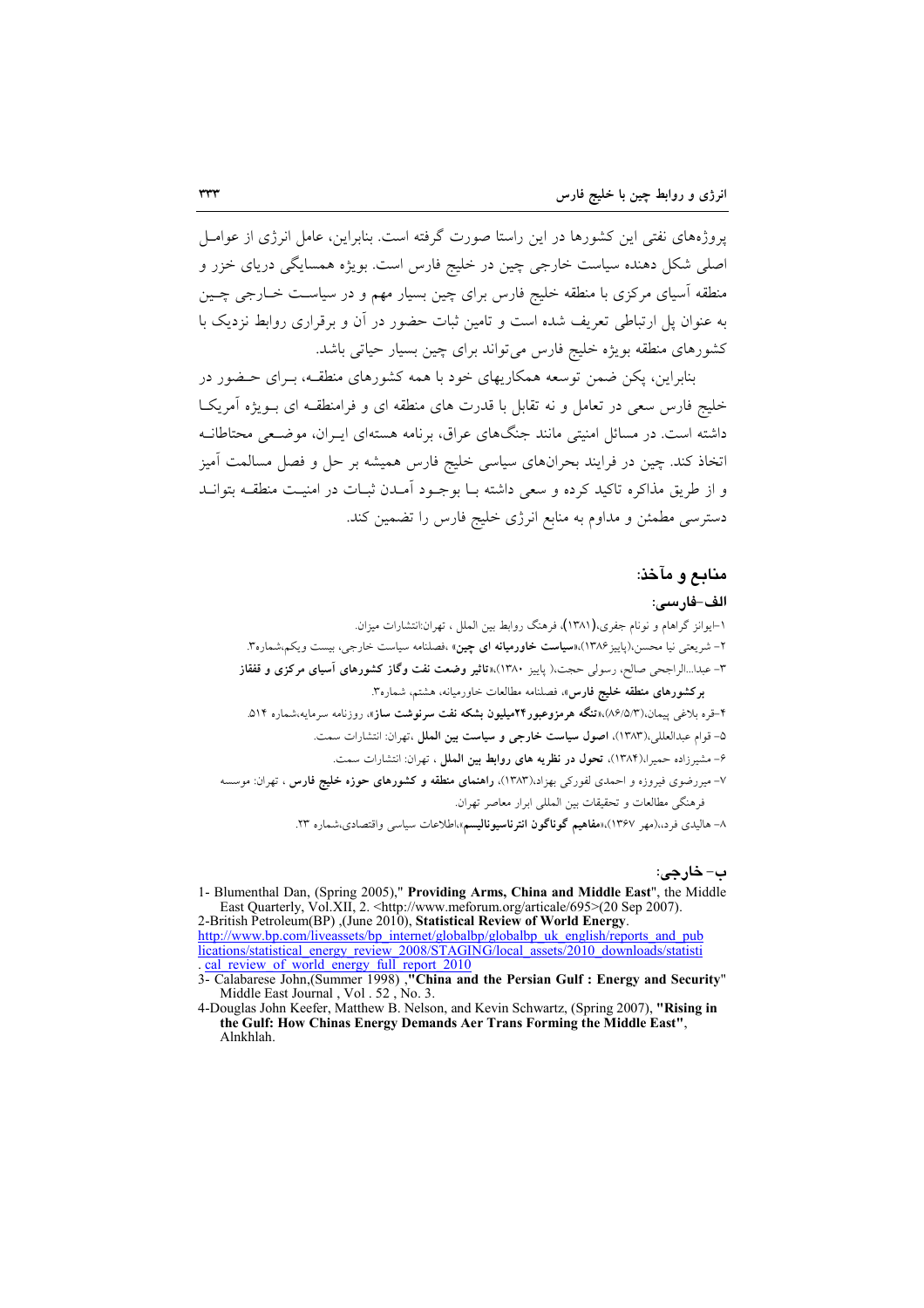پروژه‌های نفتی این کشورها در این راستا صورت گرفته است. بنابراین، عامل انرژی از عوامل اصلی شکل دهنده سیاست خارجی چین در خلیج فارس است. بویژه همسایگی دریای خزر و منطقه آسیای مرکزی با منطقه خلیج فارس برای چین بسیار مهم و در سیاست خارجی چین به عنوان پل ارتباطی تعریف شده است و تامین ثبات حضور در آن و برقراری روابط نزدیک با کشورهای منطقه بویژه خلیج فارس می‌تواند برای چین بسیار حیاتی باشد.

بنابراین، پکن ضمن توسعه همکاریهای خود با همه کشورهای منطقه، برای حضور در خلیج فارس سعی در تعامل و نه تقابل با قدرت های منطقه ای و فرامنطقه ای بویژه آمریکا داشته است. در مسائل امنیتی مانند جنگ‌های عراق، برنامه هسته‌ای ایران، موضعی محتاطانه اتخاذ کند. چین در فرایند بحران‌های سیاسی خلیج فارس همیشه بر حل و فصل مسالمت آمیز و از طریق مذاکره تاکید کرده و سعی داشته با بوجود آمدن ثبات در امنیت منطقه بتواند دسترسی مطمئن و مداوم به منابع انرژی خلیج فارس را تضمین کند.

## منابع و مآخذ:

### الف-فارسی:

۱-ایوانز گراهام و نونام جفری،(۱۳۸۱)، فرهنگ روابط بین الملل ، تهران:انتشارات میزان.

۲- شریعتی نیا محسن،(پاییز۱۳۸۶)،«**سیاست خاورمیانه ای چین**» ،فصلنامه سیاست خارجی، بیست ویکم،شماره۳.

۳- عبدا...الراجحی صالح، رسولی حجت،( پاییز ۱۳۸۰)،«**تاثیر وضعت نفت وگاز کشورهای آسیای مرکزی و قفقاز برکشورهای منطقه خلیج فارس**»، فصلنامه مطالعات خاورمیانه، هشتم، شماره۳.

۴-قره بلاغی پیمان،(۸۶/۵/۳)،«**تنگه هرمزوعبور۲۴میلیون بشکه نفت سرنوشت ساز**»، روزنامه سرمایه،شماره ۵۱۴.

۵- قوام عبدالعلی،(۱۳۸۳)، **اصول سیاست خارجی و سیاست بین الملل** ،تهران: انتشارات سمت.

۶- مشیرزاده حمیرا،(۱۳۸۴)، **تحول در نظریه های روابط بین الملل** ، تهران: انتشارات سمت.

۷- میررضوی فیروزه و احمدی لفورکی بهزاد،(۱۳۸۳)، **راهنمای منطقه و کشورهای حوزه خلیج فارس** ، تهران: موسسه فرهنگی مطالعات و تحقیقات بین المللی ابرار معاصر تهران.

۸- هالیدی فرد،،(مهر ۱۳۶۷)،«**مفاهیم گوناگون انترناسیونالیسم**»،اطلاعات سیاسی واقتصادی،شماره ۲۳.

### ب- خارجی:

1- Blumenthal Dan, (Spring 2005)," **Providing Arms, China and Middle East**", the Middle East Quarterly, Vol.XII, 2. <http://www.meforum.org/articale/695>(20 Sep 2007).

2-British Petroleum(BP) ,(June 2010), **Statistical Review of World Energy**. http://www.bp.com/liveassets/bp_internet/globalbp/globalbp_uk_english/reports_and_publications/statistical_energy_review_2008/STAGING/local_assets/2010_downloads/statistical_review_of_world_energy_full_report_2010

3- Calabarese John,(Summer 1998) ,**"China and the Persian Gulf : Energy and Security"** Middle East Journal , Vol . 52 , No. 3.

4-Douglas John Keefer, Matthew B. Nelson, and Kevin Schwartz, (Spring 2007), **"Rising in the Gulf: How Chinas Energy Demands Aer Trans Forming the Middle East"**, Alnkhlah.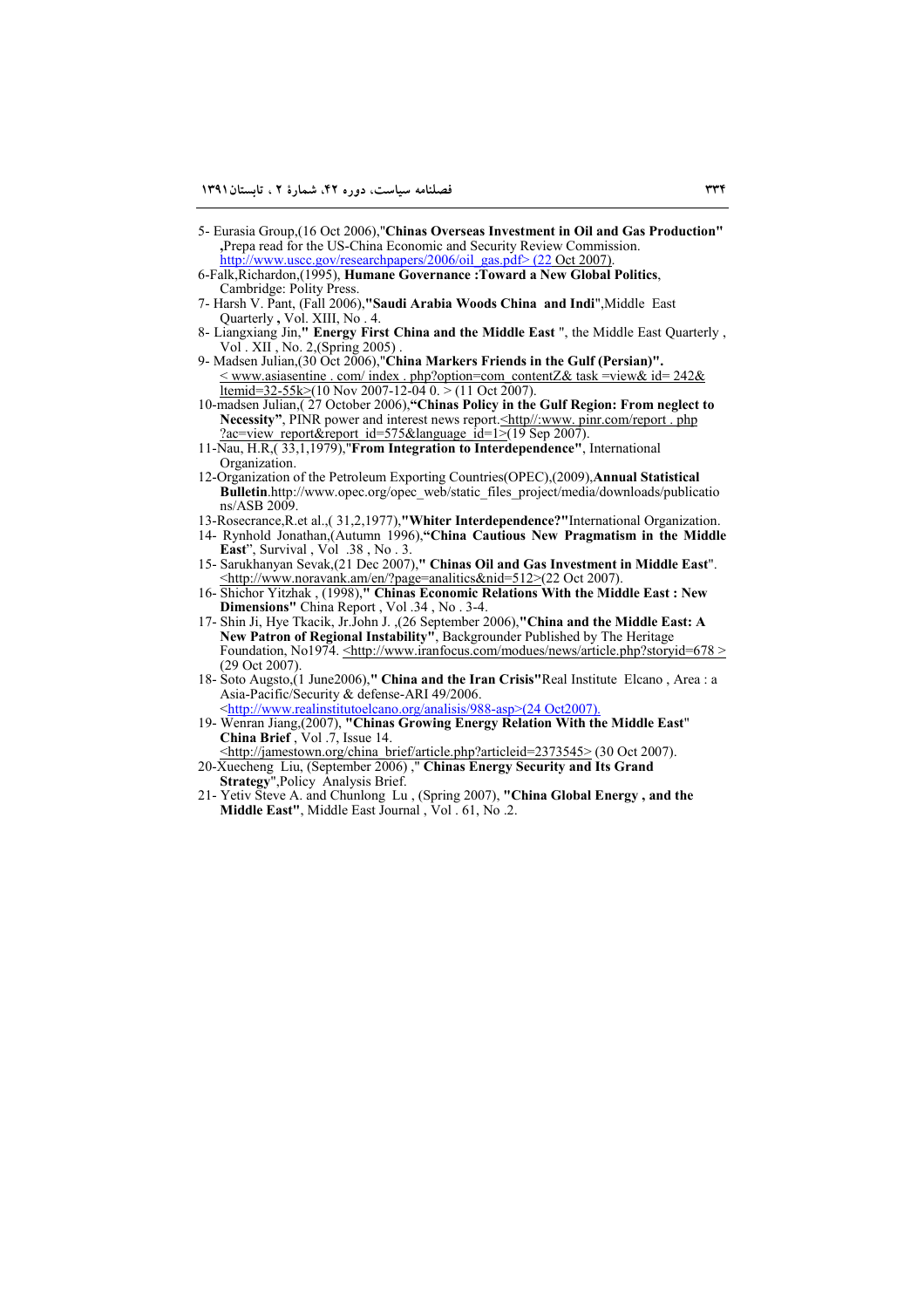5- Eurasia Group,(16 Oct 2006),"**Chinas Overseas Investment in Oil and Gas Production" ,**Prepa read for the US-China Economic and Security Review Commission. http://www.uscc.gov/researchpapers/2006/oil_gas.pdf> (22 Oct 2007).

6-Falk,Richardon,(1995), **Humane Governance :Toward a New Global Politics**, Cambridge: Polity Press.

7- Harsh V. Pant, (Fall 2006),**"Saudi Arabia Woods China and Indi"**,Middle East Quarterly **,** Vol. XIII, No . 4.

8- Liangxiang Jin,**" Energy First China and the Middle East** ", the Middle East Quarterly , Vol . XII , No. 2,(Spring 2005) .

9- Madsen Julian,(30 Oct 2006),"**China Markers Friends in the Gulf (Persian)".** < www.asiasentine . com/ index . php?option=com_contentZ& task =view& id= 242& ltemid=32-55k>(10 Nov 2007-12-04 0. > (11 Oct 2007).

10-madsen Julian,( 27 October 2006),**"Chinas Policy in the Gulf Region: From neglect to Necessity"**, PINR power and interest news report.<http//:www. pinr.com/report . php ?ac=view_report&report_id=575&language_id=1>(19 Sep 2007).

11-Nau, H.R,( 33,1,1979),"**From Integration to Interdependence"**, International Organization.

12-Organization of the Petroleum Exporting Countries(OPEC),(2009),**Annual Statistical Bulletin**.http://www.opec.org/opec_web/static_files_project/media/downloads/publications/ASB 2009.

13-Rosecrance,R.et al.,( 31,2,1977),**"Whiter Interdependence?"**International Organization.

14- Rynhold Jonathan,(Autumn 1996),**"China Cautious New Pragmatism in the Middle East**", Survival , Vol .38 , No . 3.

15- Sarukhanyan Sevak,(21 Dec 2007),**" Chinas Oil and Gas Investment in Middle East**". <http://www.noravank.am/en/?page=analitics&nid=512>(22 Oct 2007).

16- Shichor Yitzhak , (1998),**" Chinas Economic Relations With the Middle East : New Dimensions"** China Report , Vol .34 , No . 3-4.

17- Shin Ji, Hye Tkacik, Jr.John J. ,(26 September 2006),**"China and the Middle East: A New Patron of Regional Instability"**, Backgrounder Published by The Heritage Foundation, No1974. <http://www.iranfocus.com/modues/news/article.php?storyid=678 > (29 Oct 2007).

18- Soto Augsto,(1 June2006),**" China and the Iran Crisis"**Real Institute Elcano , Area : a Asia-Pacific/Security & defense-ARI 49/2006. <http://www.realinstitutoelcano.org/analisis/988-asp>(24 Oct2007).

19- Wenran Jiang,(2007), **"Chinas Growing Energy Relation With the Middle East**" **China Brief** , Vol .7, Issue 14. <http://jamestown.org/china_brief/article.php?articleid=2373545> (30 Oct 2007).

20-Xuecheng Liu, (September 2006) ," **Chinas Energy Security and Its Grand Strategy**",Policy Analysis Brief.

21- Yetiv Steve A. and Chunlong Lu , (Spring 2007), **"China Global Energy , and the Middle East"**, Middle East Journal , Vol . 61, No .2.